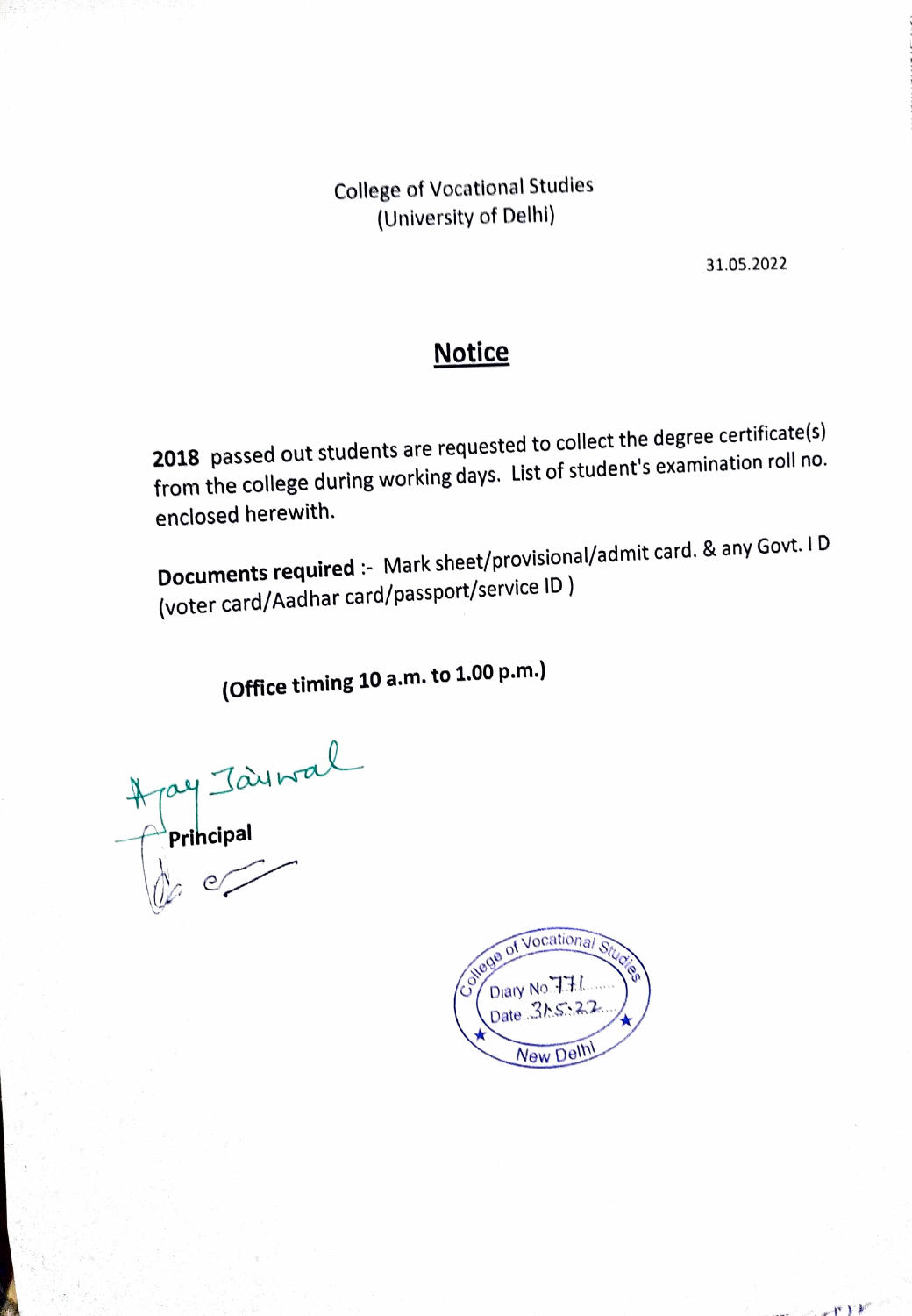College of Vocational Studies
(University of Delhi)

31.05.2022

## Notice

**2018** passed out students are requested to collect the degree certificate(s) from the college during working days. List of student's examination roll no. enclosed herewith.

**Documents required** :- Mark sheet/provisional/admit card. & any Govt. I D (voter card/Aadhar card/passport/service ID )

**(Office timing 10 a.m. to 1.00 p.m.)**

Ajay Jaiswal

**Principal**

College of Vocational Studies
Diary No 771
Date 31.5.22
New Delhi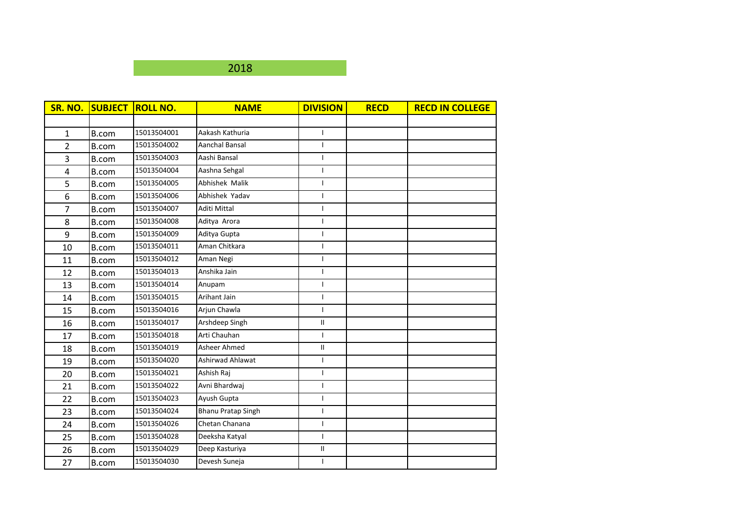2018

| SR. NO. | SUBJECT | ROLL NO. | NAME | DIVISION | RECD | RECD IN COLLEGE |
|---|---|---|---|---|---|---|
| | | | | | | |
| 1 | B.com | 15013504001 | Aakash Kathuria | I | | |
| 2 | B.com | 15013504002 | Aanchal Bansal | I | | |
| 3 | B.com | 15013504003 | Aashi Bansal | I | | |
| 4 | B.com | 15013504004 | Aashna Sehgal | I | | |
| 5 | B.com | 15013504005 | Abhishek Malik | I | | |
| 6 | B.com | 15013504006 | Abhishek Yadav | I | | |
| 7 | B.com | 15013504007 | Aditi Mittal | I | | |
| 8 | B.com | 15013504008 | Aditya Arora | I | | |
| 9 | B.com | 15013504009 | Aditya Gupta | I | | |
| 10 | B.com | 15013504011 | Aman Chitkara | I | | |
| 11 | B.com | 15013504012 | Aman Negi | I | | |
| 12 | B.com | 15013504013 | Anshika Jain | I | | |
| 13 | B.com | 15013504014 | Anupam | I | | |
| 14 | B.com | 15013504015 | Arihant Jain | I | | |
| 15 | B.com | 15013504016 | Arjun Chawla | I | | |
| 16 | B.com | 15013504017 | Arshdeep Singh | II | | |
| 17 | B.com | 15013504018 | Arti Chauhan | I | | |
| 18 | B.com | 15013504019 | Asheer Ahmed | II | | |
| 19 | B.com | 15013504020 | Ashirwad Ahlawat | I | | |
| 20 | B.com | 15013504021 | Ashish Raj | I | | |
| 21 | B.com | 15013504022 | Avni Bhardwaj | I | | |
| 22 | B.com | 15013504023 | Ayush Gupta | I | | |
| 23 | B.com | 15013504024 | Bhanu Pratap Singh | I | | |
| 24 | B.com | 15013504026 | Chetan Chanana | I | | |
| 25 | B.com | 15013504028 | Deeksha Katyal | I | | |
| 26 | B.com | 15013504029 | Deep Kasturiya | II | | |
| 27 | B.com | 15013504030 | Devesh Suneja | I | | |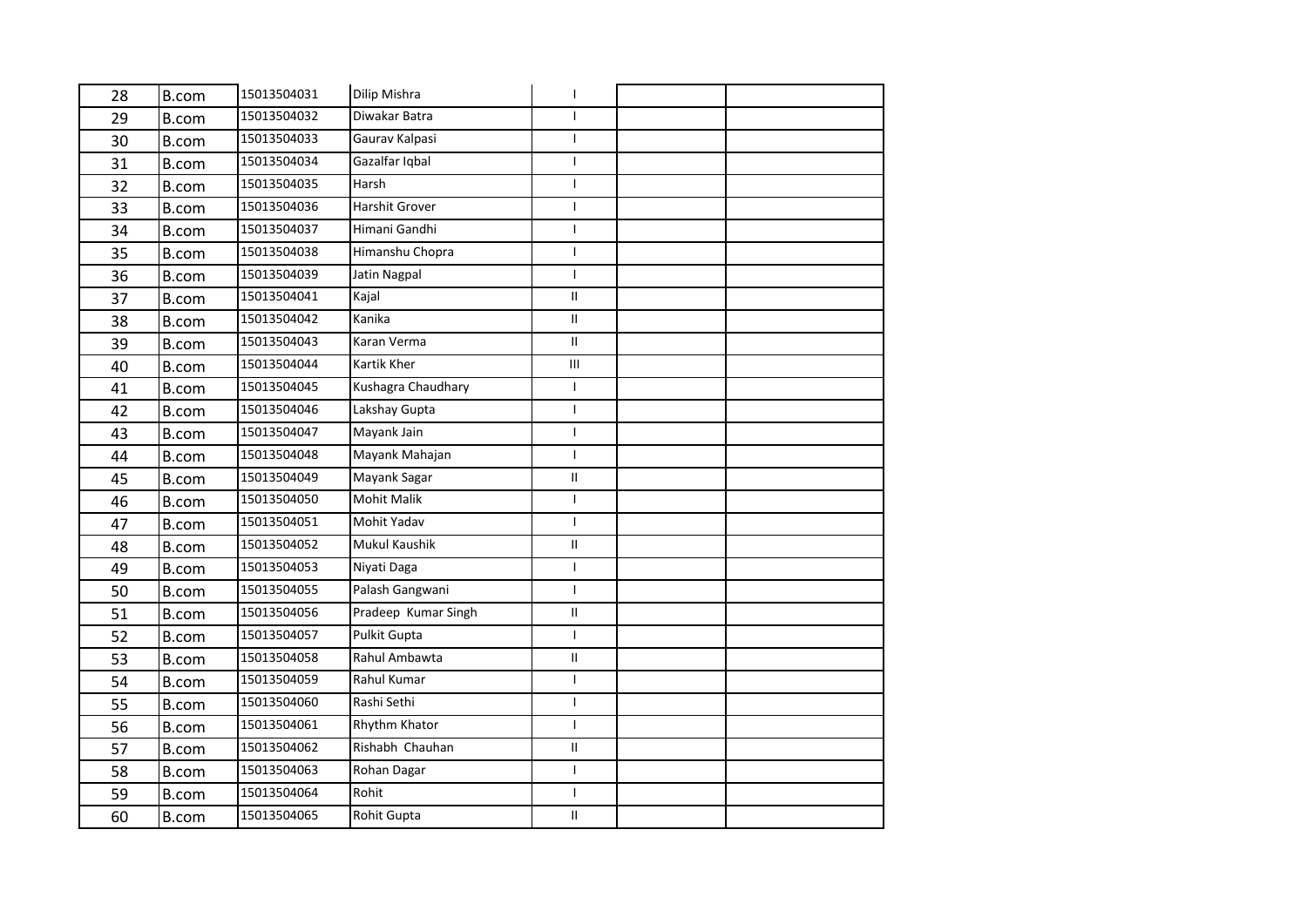| 28 | B.com | 15013504031 | Dilip Mishra | I | | |
|---|---|---|---|---|---|---|
| 29 | B.com | 15013504032 | Diwakar Batra | I | | |
| 30 | B.com | 15013504033 | Gaurav Kalpasi | I | | |
| 31 | B.com | 15013504034 | Gazalfar Iqbal | I | | |
| 32 | B.com | 15013504035 | Harsh | I | | |
| 33 | B.com | 15013504036 | Harshit Grover | I | | |
| 34 | B.com | 15013504037 | Himani Gandhi | I | | |
| 35 | B.com | 15013504038 | Himanshu Chopra | I | | |
| 36 | B.com | 15013504039 | Jatin Nagpal | I | | |
| 37 | B.com | 15013504041 | Kajal | II | | |
| 38 | B.com | 15013504042 | Kanika | II | | |
| 39 | B.com | 15013504043 | Karan Verma | II | | |
| 40 | B.com | 15013504044 | Kartik Kher | III | | |
| 41 | B.com | 15013504045 | Kushagra Chaudhary | I | | |
| 42 | B.com | 15013504046 | Lakshay Gupta | I | | |
| 43 | B.com | 15013504047 | Mayank Jain | I | | |
| 44 | B.com | 15013504048 | Mayank Mahajan | I | | |
| 45 | B.com | 15013504049 | Mayank Sagar | II | | |
| 46 | B.com | 15013504050 | Mohit Malik | I | | |
| 47 | B.com | 15013504051 | Mohit Yadav | I | | |
| 48 | B.com | 15013504052 | Mukul Kaushik | II | | |
| 49 | B.com | 15013504053 | Niyati Daga | I | | |
| 50 | B.com | 15013504055 | Palash Gangwani | I | | |
| 51 | B.com | 15013504056 | Pradeep Kumar Singh | II | | |
| 52 | B.com | 15013504057 | Pulkit Gupta | I | | |
| 53 | B.com | 15013504058 | Rahul Ambawta | II | | |
| 54 | B.com | 15013504059 | Rahul Kumar | I | | |
| 55 | B.com | 15013504060 | Rashi Sethi | I | | |
| 56 | B.com | 15013504061 | Rhythm Khator | I | | |
| 57 | B.com | 15013504062 | Rishabh Chauhan | II | | |
| 58 | B.com | 15013504063 | Rohan Dagar | I | | |
| 59 | B.com | 15013504064 | Rohit | I | | |
| 60 | B.com | 15013504065 | Rohit Gupta | II | | |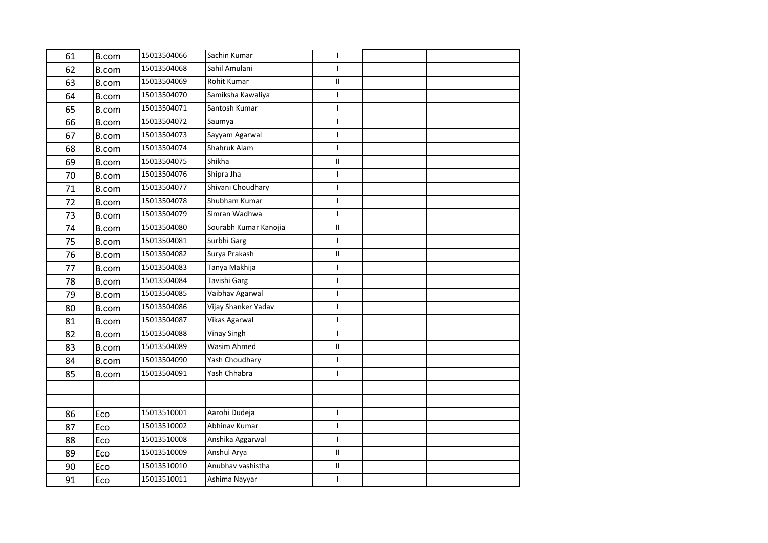| | | | | | | |
|---|---|---|---|---|---|---|
| 61 | B.com | 15013504066 | Sachin Kumar | I | | |
| 62 | B.com | 15013504068 | Sahil Amulani | I | | |
| 63 | B.com | 15013504069 | Rohit Kumar | II | | |
| 64 | B.com | 15013504070 | Samiksha Kawaliya | I | | |
| 65 | B.com | 15013504071 | Santosh Kumar | I | | |
| 66 | B.com | 15013504072 | Saumya | I | | |
| 67 | B.com | 15013504073 | Sayyam Agarwal | I | | |
| 68 | B.com | 15013504074 | Shahruk Alam | I | | |
| 69 | B.com | 15013504075 | Shikha | II | | |
| 70 | B.com | 15013504076 | Shipra Jha | I | | |
| 71 | B.com | 15013504077 | Shivani Choudhary | I | | |
| 72 | B.com | 15013504078 | Shubham Kumar | I | | |
| 73 | B.com | 15013504079 | Simran Wadhwa | I | | |
| 74 | B.com | 15013504080 | Sourabh Kumar Kanojia | II | | |
| 75 | B.com | 15013504081 | Surbhi Garg | I | | |
| 76 | B.com | 15013504082 | Surya Prakash | II | | |
| 77 | B.com | 15013504083 | Tanya Makhija | I | | |
| 78 | B.com | 15013504084 | Tavishi Garg | I | | |
| 79 | B.com | 15013504085 | Vaibhav Agarwal | I | | |
| 80 | B.com | 15013504086 | Vijay Shanker Yadav | I | | |
| 81 | B.com | 15013504087 | Vikas Agarwal | I | | |
| 82 | B.com | 15013504088 | Vinay Singh | I | | |
| 83 | B.com | 15013504089 | Wasim Ahmed | II | | |
| 84 | B.com | 15013504090 | Yash Choudhary | I | | |
| 85 | B.com | 15013504091 | Yash Chhabra | I | | |
| | | | | | | |
| | | | | | | |
| 86 | Eco | 15013510001 | Aarohi Dudeja | I | | |
| 87 | Eco | 15013510002 | Abhinav Kumar | I | | |
| 88 | Eco | 15013510008 | Anshika Aggarwal | I | | |
| 89 | Eco | 15013510009 | Anshul Arya | II | | |
| 90 | Eco | 15013510010 | Anubhav vashistha | II | | |
| 91 | Eco | 15013510011 | Ashima Nayyar | I | | |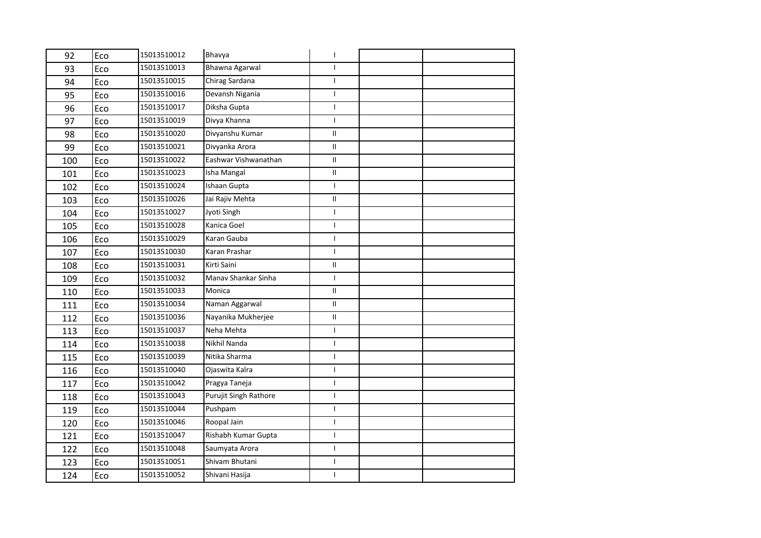| 92 | Eco | 15013510012 | Bhavya | I | | |
|---|---|---|---|---|---|---|
| 93 | Eco | 15013510013 | Bhawna Agarwal | I | | |
| 94 | Eco | 15013510015 | Chirag Sardana | I | | |
| 95 | Eco | 15013510016 | Devansh Nigania | I | | |
| 96 | Eco | 15013510017 | Diksha Gupta | I | | |
| 97 | Eco | 15013510019 | Divya Khanna | I | | |
| 98 | Eco | 15013510020 | Divyanshu Kumar | II | | |
| 99 | Eco | 15013510021 | Divyanka Arora | II | | |
| 100 | Eco | 15013510022 | Eashwar Vishwanathan | II | | |
| 101 | Eco | 15013510023 | Isha Mangal | II | | |
| 102 | Eco | 15013510024 | Ishaan Gupta | I | | |
| 103 | Eco | 15013510026 | Jai Rajiv Mehta | II | | |
| 104 | Eco | 15013510027 | Jyoti Singh | I | | |
| 105 | Eco | 15013510028 | Kanica Goel | I | | |
| 106 | Eco | 15013510029 | Karan Gauba | I | | |
| 107 | Eco | 15013510030 | Karan Prashar | I | | |
| 108 | Eco | 15013510031 | Kirti Saini | II | | |
| 109 | Eco | 15013510032 | Manav Shankar Sinha | I | | |
| 110 | Eco | 15013510033 | Monica | II | | |
| 111 | Eco | 15013510034 | Naman Aggarwal | II | | |
| 112 | Eco | 15013510036 | Nayanika Mukherjee | II | | |
| 113 | Eco | 15013510037 | Neha Mehta | I | | |
| 114 | Eco | 15013510038 | Nikhil Nanda | I | | |
| 115 | Eco | 15013510039 | Nitika Sharma | I | | |
| 116 | Eco | 15013510040 | Ojaswita Kalra | I | | |
| 117 | Eco | 15013510042 | Pragya Taneja | I | | |
| 118 | Eco | 15013510043 | Purujit Singh Rathore | I | | |
| 119 | Eco | 15013510044 | Pushpam | I | | |
| 120 | Eco | 15013510046 | Roopal Jain | I | | |
| 121 | Eco | 15013510047 | Rishabh Kumar Gupta | I | | |
| 122 | Eco | 15013510048 | Saumyata Arora | I | | |
| 123 | Eco | 15013510051 | Shivam Bhutani | I | | |
| 124 | Eco | 15013510052 | Shivani Hasija | I | | |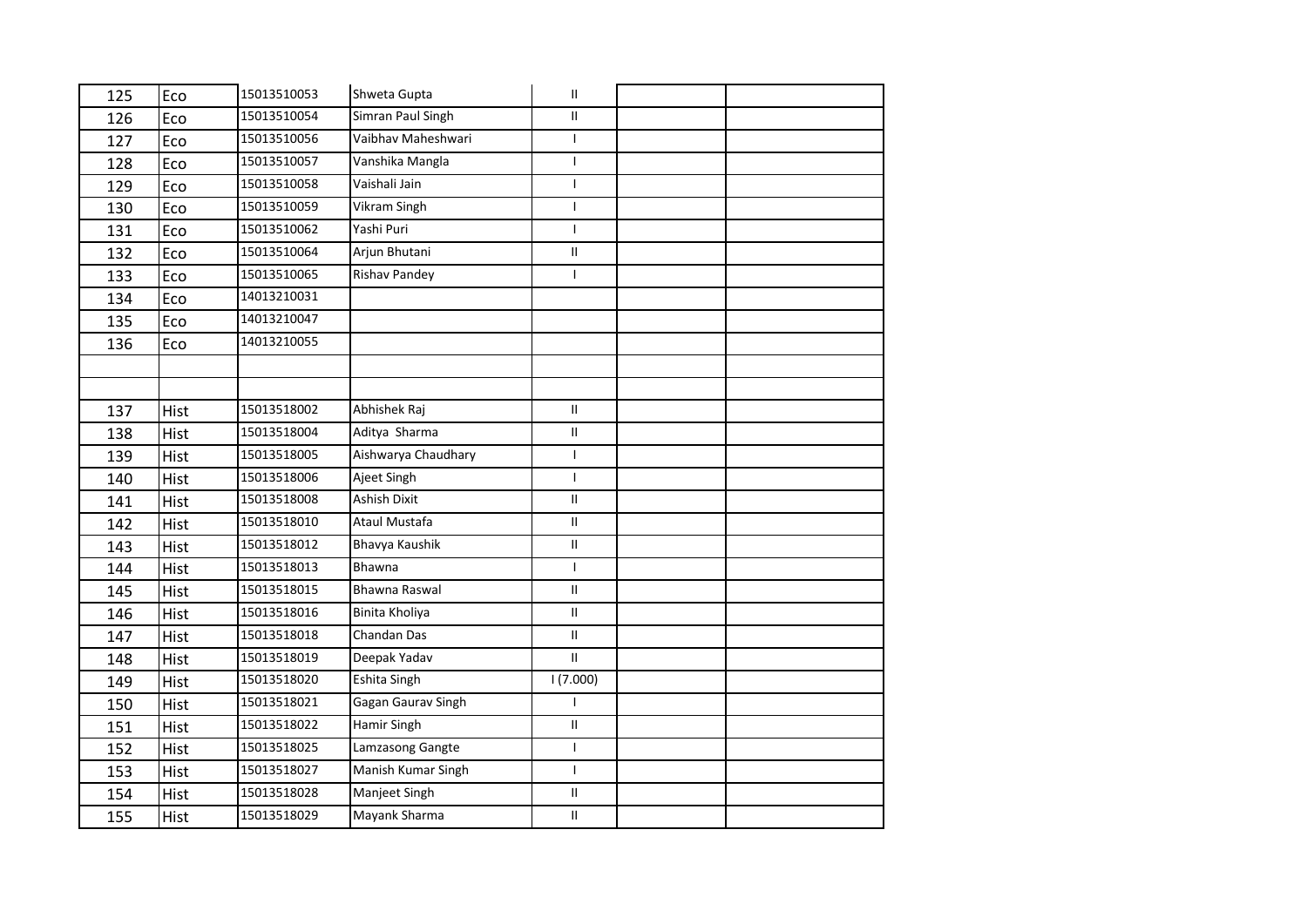| 125 | Eco | 15013510053 | Shweta Gupta | II | | |
|---|---|---|---|---|---|---|
| 126 | Eco | 15013510054 | Simran Paul Singh | II | | |
| 127 | Eco | 15013510056 | Vaibhav Maheshwari | I | | |
| 128 | Eco | 15013510057 | Vanshika Mangla | I | | |
| 129 | Eco | 15013510058 | Vaishali Jain | I | | |
| 130 | Eco | 15013510059 | Vikram Singh | I | | |
| 131 | Eco | 15013510062 | Yashi Puri | I | | |
| 132 | Eco | 15013510064 | Arjun Bhutani | II | | |
| 133 | Eco | 15013510065 | Rishav Pandey | I | | |
| 134 | Eco | 14013210031 | | | | |
| 135 | Eco | 14013210047 | | | | |
| 136 | Eco | 14013210055 | | | | |
| | | | | | | |
| | | | | | | |
| 137 | Hist | 15013518002 | Abhishek Raj | II | | |
| 138 | Hist | 15013518004 | Aditya Sharma | II | | |
| 139 | Hist | 15013518005 | Aishwarya Chaudhary | I | | |
| 140 | Hist | 15013518006 | Ajeet Singh | I | | |
| 141 | Hist | 15013518008 | Ashish Dixit | II | | |
| 142 | Hist | 15013518010 | Ataul Mustafa | II | | |
| 143 | Hist | 15013518012 | Bhavya Kaushik | II | | |
| 144 | Hist | 15013518013 | Bhawna | I | | |
| 145 | Hist | 15013518015 | Bhawna Raswal | II | | |
| 146 | Hist | 15013518016 | Binita Kholiya | II | | |
| 147 | Hist | 15013518018 | Chandan Das | II | | |
| 148 | Hist | 15013518019 | Deepak Yadav | II | | |
| 149 | Hist | 15013518020 | Eshita Singh | I (7.000) | | |
| 150 | Hist | 15013518021 | Gagan Gaurav Singh | I | | |
| 151 | Hist | 15013518022 | Hamir Singh | II | | |
| 152 | Hist | 15013518025 | Lamzasong Gangte | I | | |
| 153 | Hist | 15013518027 | Manish Kumar Singh | I | | |
| 154 | Hist | 15013518028 | Manjeet Singh | II | | |
| 155 | Hist | 15013518029 | Mayank Sharma | II | | |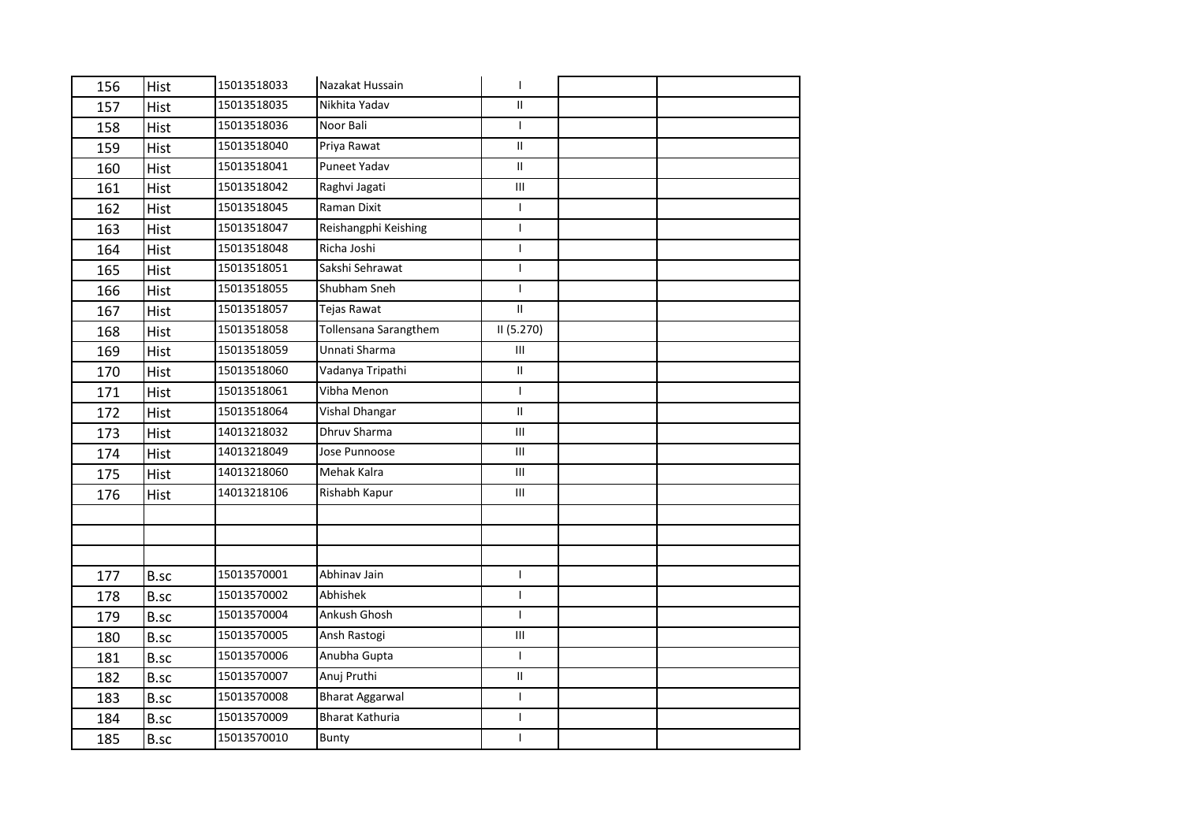| | | | | | | |
|---|---|---|---|---|---|---|
| 156 | Hist | 15013518033 | Nazakat Hussain | I | | |
| 157 | Hist | 15013518035 | Nikhita Yadav | II | | |
| 158 | Hist | 15013518036 | Noor Bali | I | | |
| 159 | Hist | 15013518040 | Priya Rawat | II | | |
| 160 | Hist | 15013518041 | Puneet Yadav | II | | |
| 161 | Hist | 15013518042 | Raghvi Jagati | III | | |
| 162 | Hist | 15013518045 | Raman Dixit | I | | |
| 163 | Hist | 15013518047 | Reishangphi Keishing | I | | |
| 164 | Hist | 15013518048 | Richa Joshi | I | | |
| 165 | Hist | 15013518051 | Sakshi Sehrawat | I | | |
| 166 | Hist | 15013518055 | Shubham Sneh | I | | |
| 167 | Hist | 15013518057 | Tejas Rawat | II | | |
| 168 | Hist | 15013518058 | Tollensana Sarangthem | II (5.270) | | |
| 169 | Hist | 15013518059 | Unnati Sharma | III | | |
| 170 | Hist | 15013518060 | Vadanya Tripathi | II | | |
| 171 | Hist | 15013518061 | Vibha Menon | I | | |
| 172 | Hist | 15013518064 | Vishal Dhangar | II | | |
| 173 | Hist | 14013218032 | Dhruv Sharma | III | | |
| 174 | Hist | 14013218049 | Jose Punnoose | III | | |
| 175 | Hist | 14013218060 | Mehak Kalra | III | | |
| 176 | Hist | 14013218106 | Rishabh Kapur | III | | |
| | | | | | | |
| | | | | | | |
| | | | | | | |
| 177 | B.sc | 15013570001 | Abhinav Jain | I | | |
| 178 | B.sc | 15013570002 | Abhishek | I | | |
| 179 | B.sc | 15013570004 | Ankush Ghosh | I | | |
| 180 | B.sc | 15013570005 | Ansh Rastogi | III | | |
| 181 | B.sc | 15013570006 | Anubha Gupta | I | | |
| 182 | B.sc | 15013570007 | Anuj Pruthi | II | | |
| 183 | B.sc | 15013570008 | Bharat Aggarwal | I | | |
| 184 | B.sc | 15013570009 | Bharat Kathuria | I | | |
| 185 | B.sc | 15013570010 | Bunty | I | | |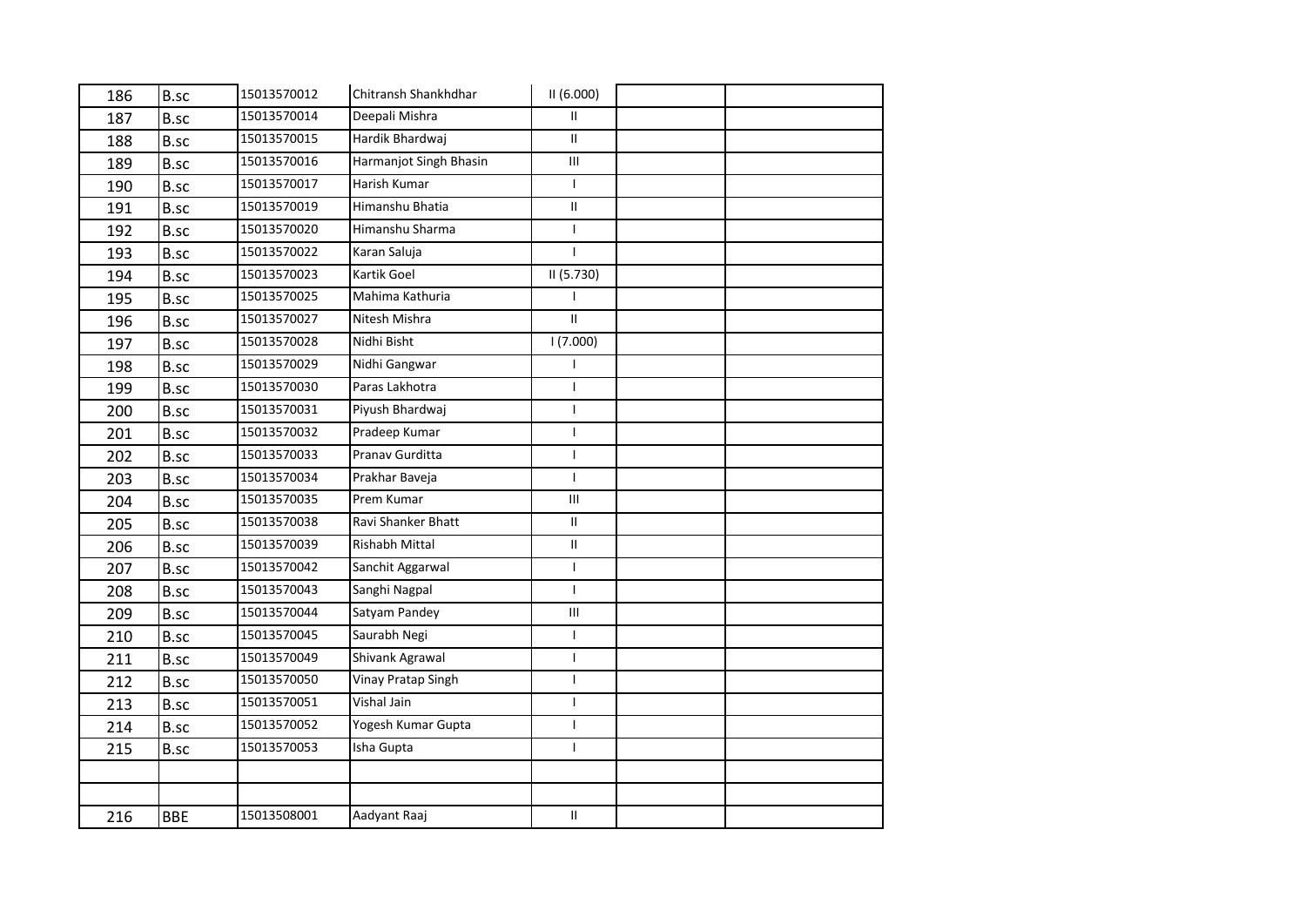| | | | | | | |
|---|---|---|---|---|---|---|
| 186 | B.sc | 15013570012 | Chitransh Shankhdhar | II (6.000) | | |
| 187 | B.sc | 15013570014 | Deepali Mishra | II | | |
| 188 | B.sc | 15013570015 | Hardik Bhardwaj | II | | |
| 189 | B.sc | 15013570016 | Harmanjot Singh Bhasin | III | | |
| 190 | B.sc | 15013570017 | Harish Kumar | I | | |
| 191 | B.sc | 15013570019 | Himanshu Bhatia | II | | |
| 192 | B.sc | 15013570020 | Himanshu Sharma | I | | |
| 193 | B.sc | 15013570022 | Karan Saluja | I | | |
| 194 | B.sc | 15013570023 | Kartik Goel | II (5.730) | | |
| 195 | B.sc | 15013570025 | Mahima Kathuria | I | | |
| 196 | B.sc | 15013570027 | Nitesh Mishra | II | | |
| 197 | B.sc | 15013570028 | Nidhi Bisht | I (7.000) | | |
| 198 | B.sc | 15013570029 | Nidhi Gangwar | I | | |
| 199 | B.sc | 15013570030 | Paras Lakhotra | I | | |
| 200 | B.sc | 15013570031 | Piyush Bhardwaj | I | | |
| 201 | B.sc | 15013570032 | Pradeep Kumar | I | | |
| 202 | B.sc | 15013570033 | Pranav Gurditta | I | | |
| 203 | B.sc | 15013570034 | Prakhar Baveja | I | | |
| 204 | B.sc | 15013570035 | Prem Kumar | III | | |
| 205 | B.sc | 15013570038 | Ravi Shanker Bhatt | II | | |
| 206 | B.sc | 15013570039 | Rishabh Mittal | II | | |
| 207 | B.sc | 15013570042 | Sanchit Aggarwal | I | | |
| 208 | B.sc | 15013570043 | Sanghi Nagpal | I | | |
| 209 | B.sc | 15013570044 | Satyam Pandey | III | | |
| 210 | B.sc | 15013570045 | Saurabh Negi | I | | |
| 211 | B.sc | 15013570049 | Shivank Agrawal | I | | |
| 212 | B.sc | 15013570050 | Vinay Pratap Singh | I | | |
| 213 | B.sc | 15013570051 | Vishal Jain | I | | |
| 214 | B.sc | 15013570052 | Yogesh Kumar Gupta | I | | |
| 215 | B.sc | 15013570053 | Isha Gupta | I | | |
| | | | | | | |
| | | | | | | |
| 216 | BBE | 15013508001 | Aadyant Raaj | II | | |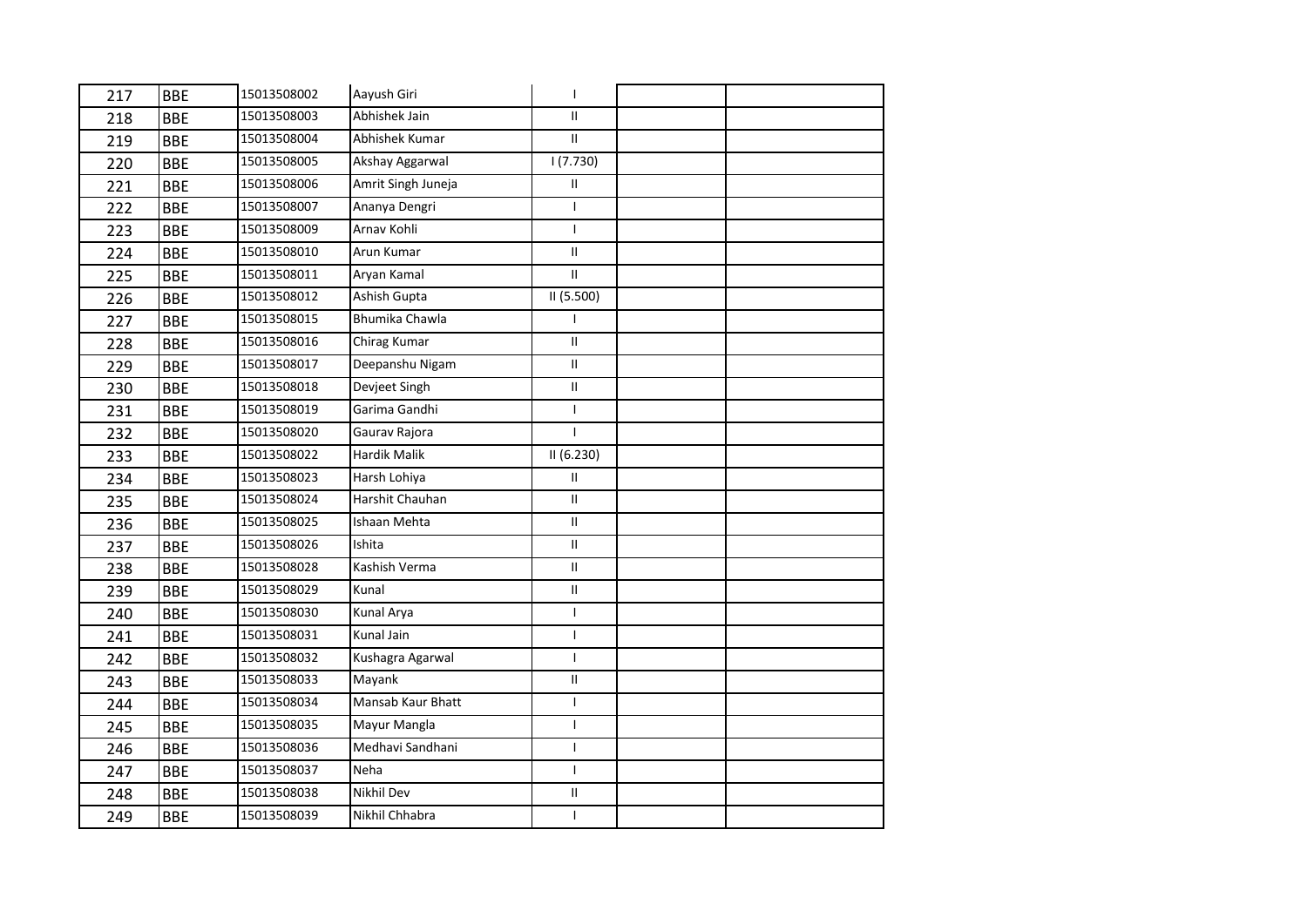| 217 | BBE | 15013508002 | Aayush Giri | I | | |
|---|---|---|---|---|---|---|
| 218 | BBE | 15013508003 | Abhishek Jain | II | | |
| 219 | BBE | 15013508004 | Abhishek Kumar | II | | |
| 220 | BBE | 15013508005 | Akshay Aggarwal | I (7.730) | | |
| 221 | BBE | 15013508006 | Amrit Singh Juneja | II | | |
| 222 | BBE | 15013508007 | Ananya Dengri | I | | |
| 223 | BBE | 15013508009 | Arnav Kohli | I | | |
| 224 | BBE | 15013508010 | Arun Kumar | II | | |
| 225 | BBE | 15013508011 | Aryan Kamal | II | | |
| 226 | BBE | 15013508012 | Ashish Gupta | II (5.500) | | |
| 227 | BBE | 15013508015 | Bhumika Chawla | I | | |
| 228 | BBE | 15013508016 | Chirag Kumar | II | | |
| 229 | BBE | 15013508017 | Deepanshu Nigam | II | | |
| 230 | BBE | 15013508018 | Devjeet Singh | II | | |
| 231 | BBE | 15013508019 | Garima Gandhi | I | | |
| 232 | BBE | 15013508020 | Gaurav Rajora | I | | |
| 233 | BBE | 15013508022 | Hardik Malik | II (6.230) | | |
| 234 | BBE | 15013508023 | Harsh Lohiya | II | | |
| 235 | BBE | 15013508024 | Harshit Chauhan | II | | |
| 236 | BBE | 15013508025 | Ishaan Mehta | II | | |
| 237 | BBE | 15013508026 | Ishita | II | | |
| 238 | BBE | 15013508028 | Kashish Verma | II | | |
| 239 | BBE | 15013508029 | Kunal | II | | |
| 240 | BBE | 15013508030 | Kunal Arya | I | | |
| 241 | BBE | 15013508031 | Kunal Jain | I | | |
| 242 | BBE | 15013508032 | Kushagra Agarwal | I | | |
| 243 | BBE | 15013508033 | Mayank | II | | |
| 244 | BBE | 15013508034 | Mansab Kaur Bhatt | I | | |
| 245 | BBE | 15013508035 | Mayur Mangla | I | | |
| 246 | BBE | 15013508036 | Medhavi Sandhani | I | | |
| 247 | BBE | 15013508037 | Neha | I | | |
| 248 | BBE | 15013508038 | Nikhil Dev | II | | |
| 249 | BBE | 15013508039 | Nikhil Chhabra | I | | |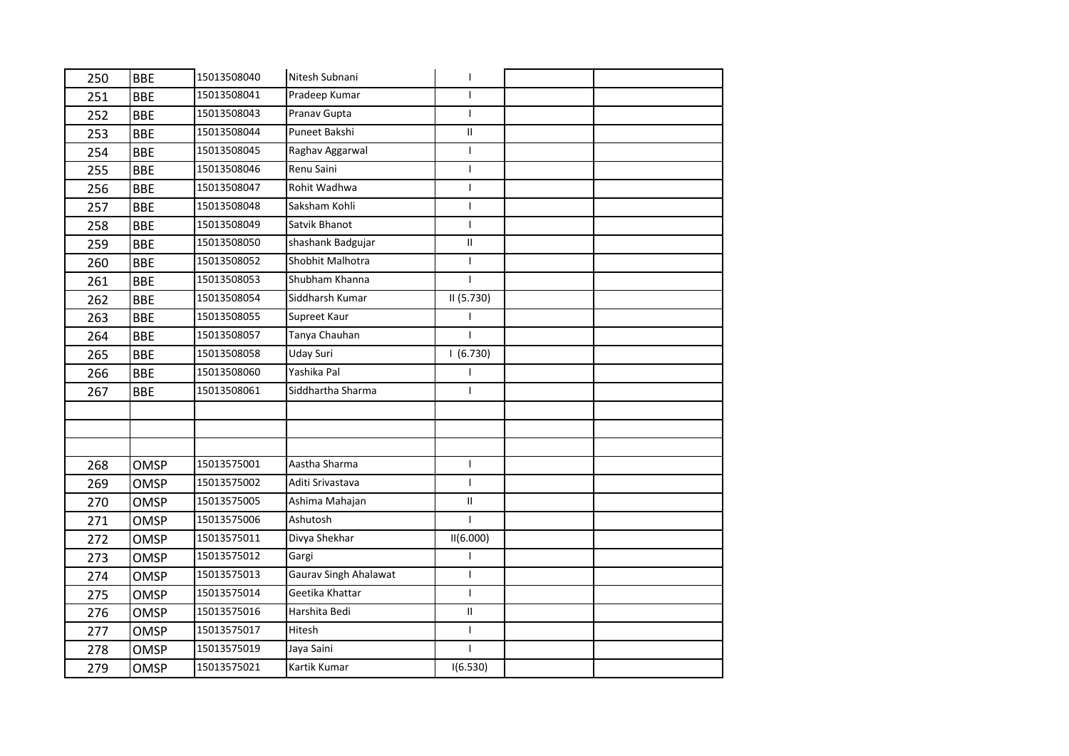| | | | | | | |
|---|---|---|---|---|---|---|
| 250 | BBE | 15013508040 | Nitesh Subnani | I | | |
| 251 | BBE | 15013508041 | Pradeep Kumar | I | | |
| 252 | BBE | 15013508043 | Pranav Gupta | I | | |
| 253 | BBE | 15013508044 | Puneet Bakshi | II | | |
| 254 | BBE | 15013508045 | Raghav Aggarwal | I | | |
| 255 | BBE | 15013508046 | Renu Saini | I | | |
| 256 | BBE | 15013508047 | Rohit Wadhwa | I | | |
| 257 | BBE | 15013508048 | Saksham Kohli | I | | |
| 258 | BBE | 15013508049 | Satvik Bhanot | I | | |
| 259 | BBE | 15013508050 | shashank Badgujar | II | | |
| 260 | BBE | 15013508052 | Shobhit Malhotra | I | | |
| 261 | BBE | 15013508053 | Shubham Khanna | I | | |
| 262 | BBE | 15013508054 | Siddharsh Kumar | II (5.730) | | |
| 263 | BBE | 15013508055 | Supreet Kaur | I | | |
| 264 | BBE | 15013508057 | Tanya Chauhan | I | | |
| 265 | BBE | 15013508058 | Uday Suri | I (6.730) | | |
| 266 | BBE | 15013508060 | Yashika Pal | I | | |
| 267 | BBE | 15013508061 | Siddhartha Sharma | I | | |
| | | | | | | |
| | | | | | | |
| | | | | | | |
| 268 | OMSP | 15013575001 | Aastha Sharma | I | | |
| 269 | OMSP | 15013575002 | Aditi Srivastava | I | | |
| 270 | OMSP | 15013575005 | Ashima Mahajan | II | | |
| 271 | OMSP | 15013575006 | Ashutosh | I | | |
| 272 | OMSP | 15013575011 | Divya Shekhar | II(6.000) | | |
| 273 | OMSP | 15013575012 | Gargi | I | | |
| 274 | OMSP | 15013575013 | Gaurav Singh Ahalawat | I | | |
| 275 | OMSP | 15013575014 | Geetika Khattar | I | | |
| 276 | OMSP | 15013575016 | Harshita Bedi | II | | |
| 277 | OMSP | 15013575017 | Hitesh | I | | |
| 278 | OMSP | 15013575019 | Jaya Saini | I | | |
| 279 | OMSP | 15013575021 | Kartik Kumar | I(6.530) | | |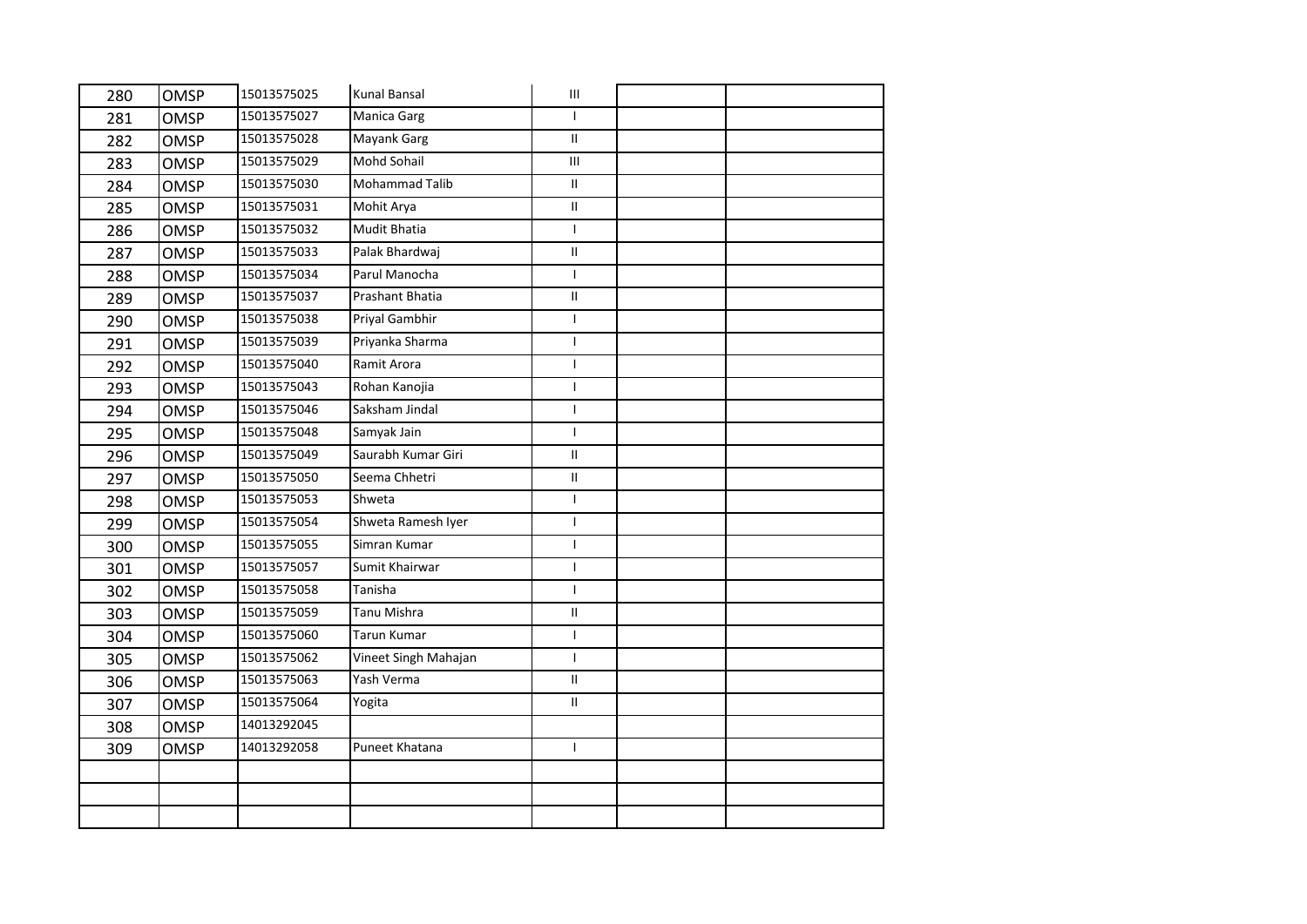| | | | | | | |
|---|---|---|---|---|---|---|
| 280 | OMSP | 15013575025 | Kunal Bansal | III | | |
| 281 | OMSP | 15013575027 | Manica Garg | I | | |
| 282 | OMSP | 15013575028 | Mayank Garg | II | | |
| 283 | OMSP | 15013575029 | Mohd Sohail | III | | |
| 284 | OMSP | 15013575030 | Mohammad Talib | II | | |
| 285 | OMSP | 15013575031 | Mohit Arya | II | | |
| 286 | OMSP | 15013575032 | Mudit Bhatia | I | | |
| 287 | OMSP | 15013575033 | Palak Bhardwaj | II | | |
| 288 | OMSP | 15013575034 | Parul Manocha | I | | |
| 289 | OMSP | 15013575037 | Prashant Bhatia | II | | |
| 290 | OMSP | 15013575038 | Priyal Gambhir | I | | |
| 291 | OMSP | 15013575039 | Priyanka Sharma | I | | |
| 292 | OMSP | 15013575040 | Ramit Arora | I | | |
| 293 | OMSP | 15013575043 | Rohan Kanojia | I | | |
| 294 | OMSP | 15013575046 | Saksham Jindal | I | | |
| 295 | OMSP | 15013575048 | Samyak Jain | I | | |
| 296 | OMSP | 15013575049 | Saurabh Kumar Giri | II | | |
| 297 | OMSP | 15013575050 | Seema Chhetri | II | | |
| 298 | OMSP | 15013575053 | Shweta | I | | |
| 299 | OMSP | 15013575054 | Shweta Ramesh Iyer | I | | |
| 300 | OMSP | 15013575055 | Simran Kumar | I | | |
| 301 | OMSP | 15013575057 | Sumit Khairwar | I | | |
| 302 | OMSP | 15013575058 | Tanisha | I | | |
| 303 | OMSP | 15013575059 | Tanu Mishra | II | | |
| 304 | OMSP | 15013575060 | Tarun Kumar | I | | |
| 305 | OMSP | 15013575062 | Vineet Singh Mahajan | I | | |
| 306 | OMSP | 15013575063 | Yash Verma | II | | |
| 307 | OMSP | 15013575064 | Yogita | II | | |
| 308 | OMSP | 14013292045 | | | | |
| 309 | OMSP | 14013292058 | Puneet Khatana | I | | |
| | | | | | | |
| | | | | | | |
| | | | | | | |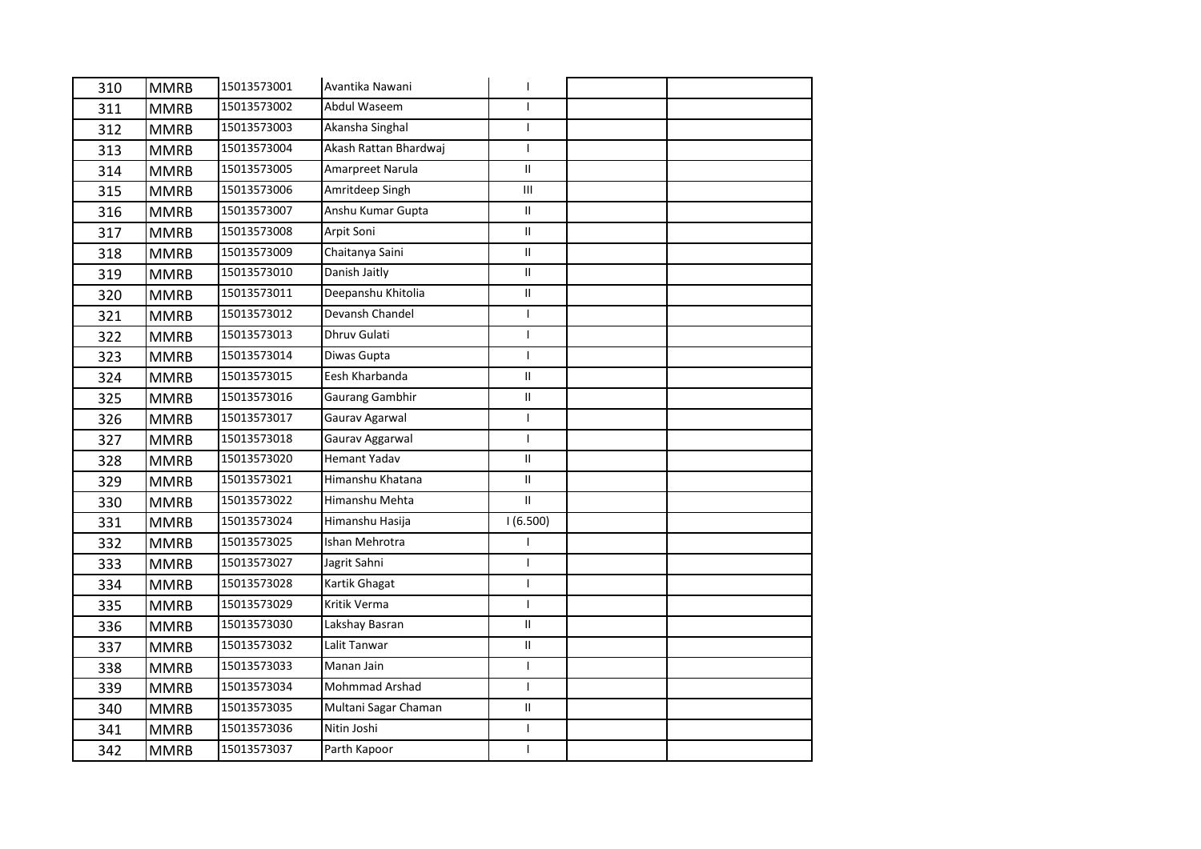| 310 | MMRB | 15013573001 | Avantika Nawani | I | | |
|---|---|---|---|---|---|---|
| 311 | MMRB | 15013573002 | Abdul Waseem | I | | |
| 312 | MMRB | 15013573003 | Akansha Singhal | I | | |
| 313 | MMRB | 15013573004 | Akash Rattan Bhardwaj | I | | |
| 314 | MMRB | 15013573005 | Amarpreet Narula | II | | |
| 315 | MMRB | 15013573006 | Amritdeep Singh | III | | |
| 316 | MMRB | 15013573007 | Anshu Kumar Gupta | II | | |
| 317 | MMRB | 15013573008 | Arpit Soni | II | | |
| 318 | MMRB | 15013573009 | Chaitanya Saini | II | | |
| 319 | MMRB | 15013573010 | Danish Jaitly | II | | |
| 320 | MMRB | 15013573011 | Deepanshu Khitolia | II | | |
| 321 | MMRB | 15013573012 | Devansh Chandel | I | | |
| 322 | MMRB | 15013573013 | Dhruv Gulati | I | | |
| 323 | MMRB | 15013573014 | Diwas Gupta | I | | |
| 324 | MMRB | 15013573015 | Eesh Kharbanda | II | | |
| 325 | MMRB | 15013573016 | Gaurang Gambhir | II | | |
| 326 | MMRB | 15013573017 | Gaurav Agarwal | I | | |
| 327 | MMRB | 15013573018 | Gaurav Aggarwal | I | | |
| 328 | MMRB | 15013573020 | Hemant Yadav | II | | |
| 329 | MMRB | 15013573021 | Himanshu Khatana | II | | |
| 330 | MMRB | 15013573022 | Himanshu Mehta | II | | |
| 331 | MMRB | 15013573024 | Himanshu Hasija | I (6.500) | | |
| 332 | MMRB | 15013573025 | Ishan Mehrotra | I | | |
| 333 | MMRB | 15013573027 | Jagrit Sahni | I | | |
| 334 | MMRB | 15013573028 | Kartik Ghagat | I | | |
| 335 | MMRB | 15013573029 | Kritik Verma | I | | |
| 336 | MMRB | 15013573030 | Lakshay Basran | II | | |
| 337 | MMRB | 15013573032 | Lalit Tanwar | II | | |
| 338 | MMRB | 15013573033 | Manan Jain | I | | |
| 339 | MMRB | 15013573034 | Mohmmad Arshad | I | | |
| 340 | MMRB | 15013573035 | Multani Sagar Chaman | II | | |
| 341 | MMRB | 15013573036 | Nitin Joshi | I | | |
| 342 | MMRB | 15013573037 | Parth Kapoor | I | | |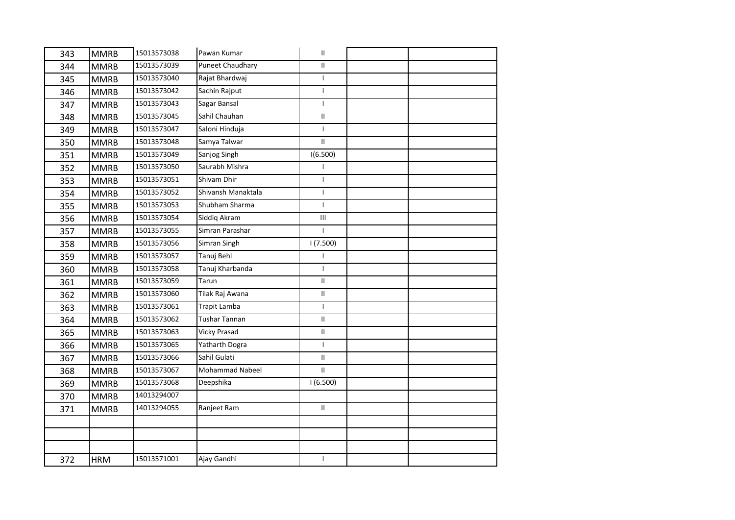| | | | | | | |
|---|---|---|---|---|---|---|
| 343 | MMRB | 15013573038 | Pawan Kumar | II | | |
| 344 | MMRB | 15013573039 | Puneet Chaudhary | II | | |
| 345 | MMRB | 15013573040 | Rajat Bhardwaj | I | | |
| 346 | MMRB | 15013573042 | Sachin Rajput | I | | |
| 347 | MMRB | 15013573043 | Sagar Bansal | I | | |
| 348 | MMRB | 15013573045 | Sahil Chauhan | II | | |
| 349 | MMRB | 15013573047 | Saloni Hinduja | I | | |
| 350 | MMRB | 15013573048 | Samya Talwar | II | | |
| 351 | MMRB | 15013573049 | Sanjog Singh | I(6.500) | | |
| 352 | MMRB | 15013573050 | Saurabh Mishra | I | | |
| 353 | MMRB | 15013573051 | Shivam Dhir | I | | |
| 354 | MMRB | 15013573052 | Shivansh Manaktala | I | | |
| 355 | MMRB | 15013573053 | Shubham Sharma | I | | |
| 356 | MMRB | 15013573054 | Siddiq Akram | III | | |
| 357 | MMRB | 15013573055 | Simran Parashar | I | | |
| 358 | MMRB | 15013573056 | Simran Singh | I (7.500) | | |
| 359 | MMRB | 15013573057 | Tanuj Behl | I | | |
| 360 | MMRB | 15013573058 | Tanuj Kharbanda | I | | |
| 361 | MMRB | 15013573059 | Tarun | II | | |
| 362 | MMRB | 15013573060 | Tilak Raj Awana | II | | |
| 363 | MMRB | 15013573061 | Trapit Lamba | I | | |
| 364 | MMRB | 15013573062 | Tushar Tannan | II | | |
| 365 | MMRB | 15013573063 | Vicky Prasad | II | | |
| 366 | MMRB | 15013573065 | Yatharth Dogra | I | | |
| 367 | MMRB | 15013573066 | Sahil Gulati | II | | |
| 368 | MMRB | 15013573067 | Mohammad Nabeel | II | | |
| 369 | MMRB | 15013573068 | Deepshika | I (6.500) | | |
| 370 | MMRB | 14013294007 | | | | |
| 371 | MMRB | 14013294055 | Ranjeet Ram | II | | |
| | | | | | | |
| | | | | | | |
| | | | | | | |
| 372 | HRM | 15013571001 | Ajay Gandhi | I | | |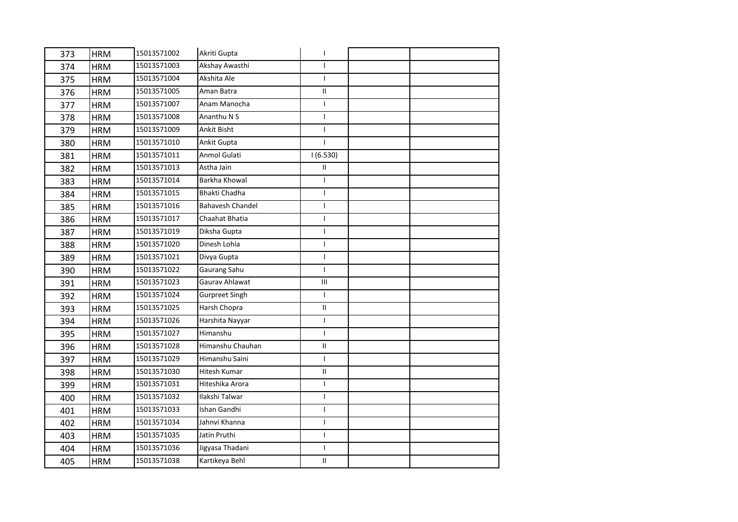| 373 | HRM | 15013571002 | Akriti Gupta | I | | |
|---|---|---|---|---|---|---|
| 374 | HRM | 15013571003 | Akshay Awasthi | I | | |
| 375 | HRM | 15013571004 | Akshita Ale | I | | |
| 376 | HRM | 15013571005 | Aman Batra | II | | |
| 377 | HRM | 15013571007 | Anam Manocha | I | | |
| 378 | HRM | 15013571008 | Ananthu N S | I | | |
| 379 | HRM | 15013571009 | Ankit Bisht | I | | |
| 380 | HRM | 15013571010 | Ankit Gupta | I | | |
| 381 | HRM | 15013571011 | Anmol Gulati | I (6.530) | | |
| 382 | HRM | 15013571013 | Astha Jain | II | | |
| 383 | HRM | 15013571014 | Barkha Khowal | I | | |
| 384 | HRM | 15013571015 | Bhakti Chadha | I | | |
| 385 | HRM | 15013571016 | Bahavesh Chandel | I | | |
| 386 | HRM | 15013571017 | Chaahat Bhatia | I | | |
| 387 | HRM | 15013571019 | Diksha Gupta | I | | |
| 388 | HRM | 15013571020 | Dinesh Lohia | I | | |
| 389 | HRM | 15013571021 | Divya Gupta | I | | |
| 390 | HRM | 15013571022 | Gaurang Sahu | I | | |
| 391 | HRM | 15013571023 | Gaurav Ahlawat | III | | |
| 392 | HRM | 15013571024 | Gurpreet Singh | I | | |
| 393 | HRM | 15013571025 | Harsh Chopra | II | | |
| 394 | HRM | 15013571026 | Harshita Nayyar | I | | |
| 395 | HRM | 15013571027 | Himanshu | I | | |
| 396 | HRM | 15013571028 | Himanshu Chauhan | II | | |
| 397 | HRM | 15013571029 | Himanshu Saini | I | | |
| 398 | HRM | 15013571030 | Hitesh Kumar | II | | |
| 399 | HRM | 15013571031 | Hiteshika Arora | I | | |
| 400 | HRM | 15013571032 | Ilakshi Talwar | I | | |
| 401 | HRM | 15013571033 | Ishan Gandhi | I | | |
| 402 | HRM | 15013571034 | Jahnvi Khanna | I | | |
| 403 | HRM | 15013571035 | Jatin Pruthi | I | | |
| 404 | HRM | 15013571036 | Jigyasa Thadani | I | | |
| 405 | HRM | 15013571038 | Kartikeya Behl | II | | |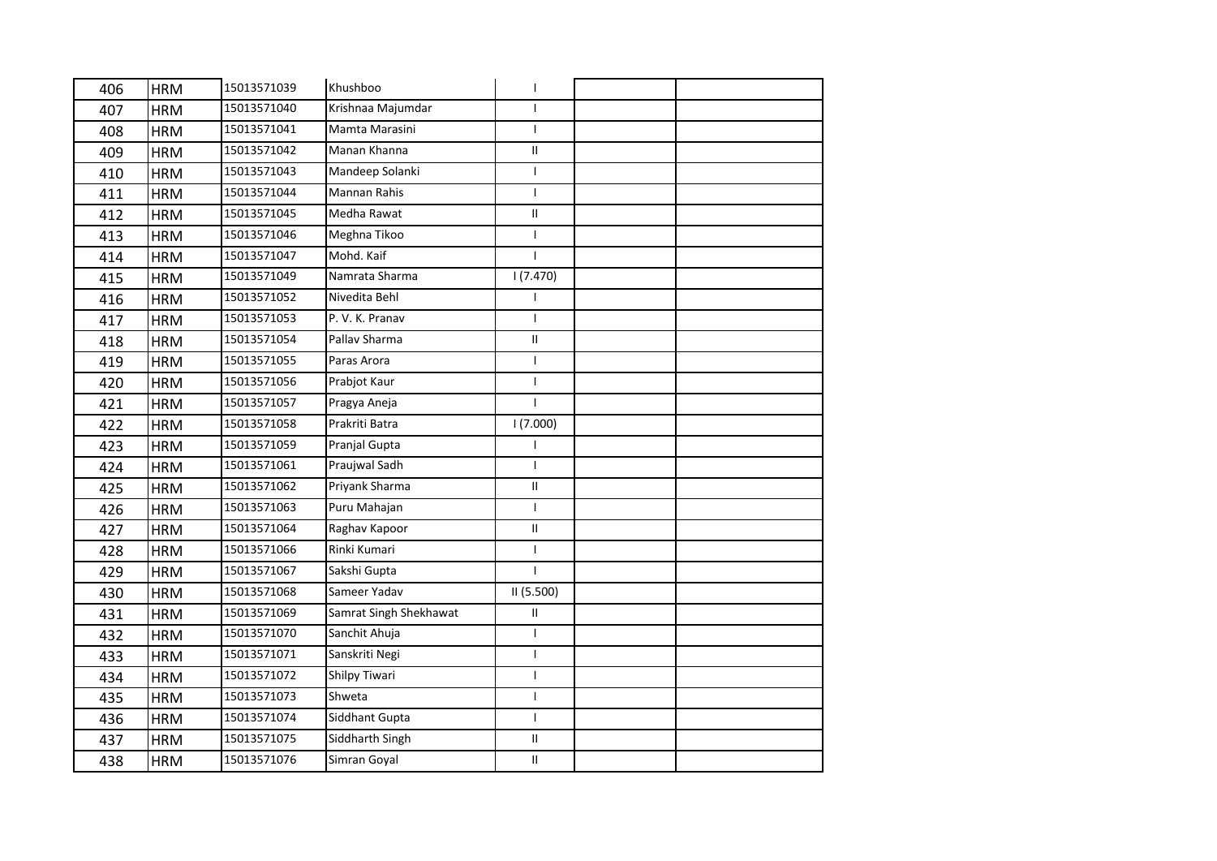| | | | | | | |
|---|---|---|---|---|---|---|
| 406 | HRM | 15013571039 | Khushboo | I | | |
| 407 | HRM | 15013571040 | Krishnaa Majumdar | I | | |
| 408 | HRM | 15013571041 | Mamta Marasini | I | | |
| 409 | HRM | 15013571042 | Manan Khanna | II | | |
| 410 | HRM | 15013571043 | Mandeep Solanki | I | | |
| 411 | HRM | 15013571044 | Mannan Rahis | I | | |
| 412 | HRM | 15013571045 | Medha Rawat | II | | |
| 413 | HRM | 15013571046 | Meghna Tikoo | I | | |
| 414 | HRM | 15013571047 | Mohd. Kaif | I | | |
| 415 | HRM | 15013571049 | Namrata Sharma | I (7.470) | | |
| 416 | HRM | 15013571052 | Nivedita Behl | I | | |
| 417 | HRM | 15013571053 | P. V. K. Pranav | I | | |
| 418 | HRM | 15013571054 | Pallav Sharma | II | | |
| 419 | HRM | 15013571055 | Paras Arora | I | | |
| 420 | HRM | 15013571056 | Prabjot Kaur | I | | |
| 421 | HRM | 15013571057 | Pragya Aneja | I | | |
| 422 | HRM | 15013571058 | Prakriti Batra | I (7.000) | | |
| 423 | HRM | 15013571059 | Pranjal Gupta | I | | |
| 424 | HRM | 15013571061 | Praujwal Sadh | I | | |
| 425 | HRM | 15013571062 | Priyank Sharma | II | | |
| 426 | HRM | 15013571063 | Puru Mahajan | I | | |
| 427 | HRM | 15013571064 | Raghav Kapoor | II | | |
| 428 | HRM | 15013571066 | Rinki Kumari | I | | |
| 429 | HRM | 15013571067 | Sakshi Gupta | I | | |
| 430 | HRM | 15013571068 | Sameer Yadav | II (5.500) | | |
| 431 | HRM | 15013571069 | Samrat Singh Shekhawat | II | | |
| 432 | HRM | 15013571070 | Sanchit Ahuja | I | | |
| 433 | HRM | 15013571071 | Sanskriti Negi | I | | |
| 434 | HRM | 15013571072 | Shilpy Tiwari | I | | |
| 435 | HRM | 15013571073 | Shweta | I | | |
| 436 | HRM | 15013571074 | Siddhant Gupta | I | | |
| 437 | HRM | 15013571075 | Siddharth Singh | II | | |
| 438 | HRM | 15013571076 | Simran Goyal | II | | |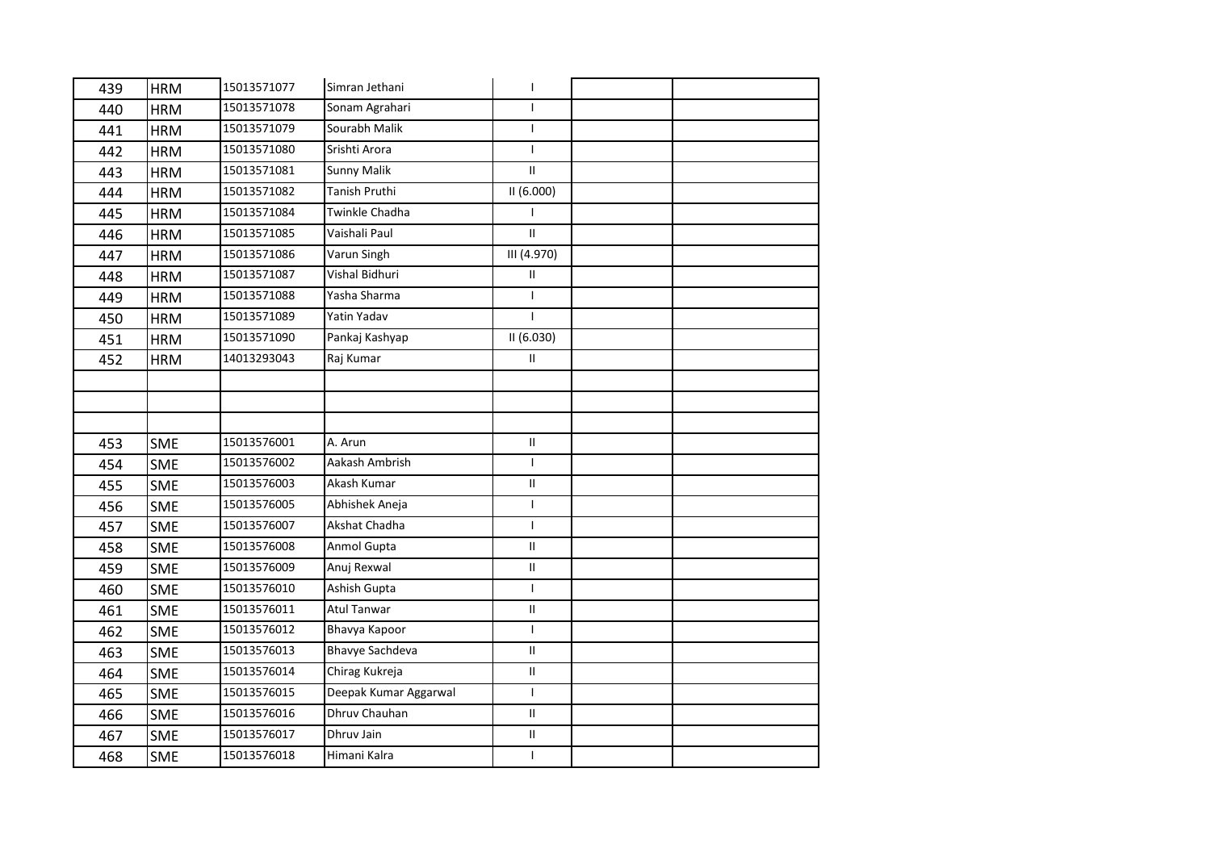| | | | | | | |
|---|---|---|---|---|---|---|
| 439 | HRM | 15013571077 | Simran Jethani | I | | |
| 440 | HRM | 15013571078 | Sonam Agrahari | I | | |
| 441 | HRM | 15013571079 | Sourabh Malik | I | | |
| 442 | HRM | 15013571080 | Srishti Arora | I | | |
| 443 | HRM | 15013571081 | Sunny Malik | II | | |
| 444 | HRM | 15013571082 | Tanish Pruthi | II (6.000) | | |
| 445 | HRM | 15013571084 | Twinkle Chadha | I | | |
| 446 | HRM | 15013571085 | Vaishali Paul | II | | |
| 447 | HRM | 15013571086 | Varun Singh | III (4.970) | | |
| 448 | HRM | 15013571087 | Vishal Bidhuri | II | | |
| 449 | HRM | 15013571088 | Yasha Sharma | I | | |
| 450 | HRM | 15013571089 | Yatin Yadav | I | | |
| 451 | HRM | 15013571090 | Pankaj Kashyap | II (6.030) | | |
| 452 | HRM | 14013293043 | Raj Kumar | II | | |
| | | | | | | |
| | | | | | | |
| | | | | | | |
| 453 | SME | 15013576001 | A. Arun | II | | |
| 454 | SME | 15013576002 | Aakash Ambrish | I | | |
| 455 | SME | 15013576003 | Akash Kumar | II | | |
| 456 | SME | 15013576005 | Abhishek Aneja | I | | |
| 457 | SME | 15013576007 | Akshat Chadha | I | | |
| 458 | SME | 15013576008 | Anmol Gupta | II | | |
| 459 | SME | 15013576009 | Anuj Rexwal | II | | |
| 460 | SME | 15013576010 | Ashish Gupta | I | | |
| 461 | SME | 15013576011 | Atul Tanwar | II | | |
| 462 | SME | 15013576012 | Bhavya Kapoor | I | | |
| 463 | SME | 15013576013 | Bhavye Sachdeva | II | | |
| 464 | SME | 15013576014 | Chirag Kukreja | II | | |
| 465 | SME | 15013576015 | Deepak Kumar Aggarwal | I | | |
| 466 | SME | 15013576016 | Dhruv Chauhan | II | | |
| 467 | SME | 15013576017 | Dhruv Jain | II | | |
| 468 | SME | 15013576018 | Himani Kalra | I | | |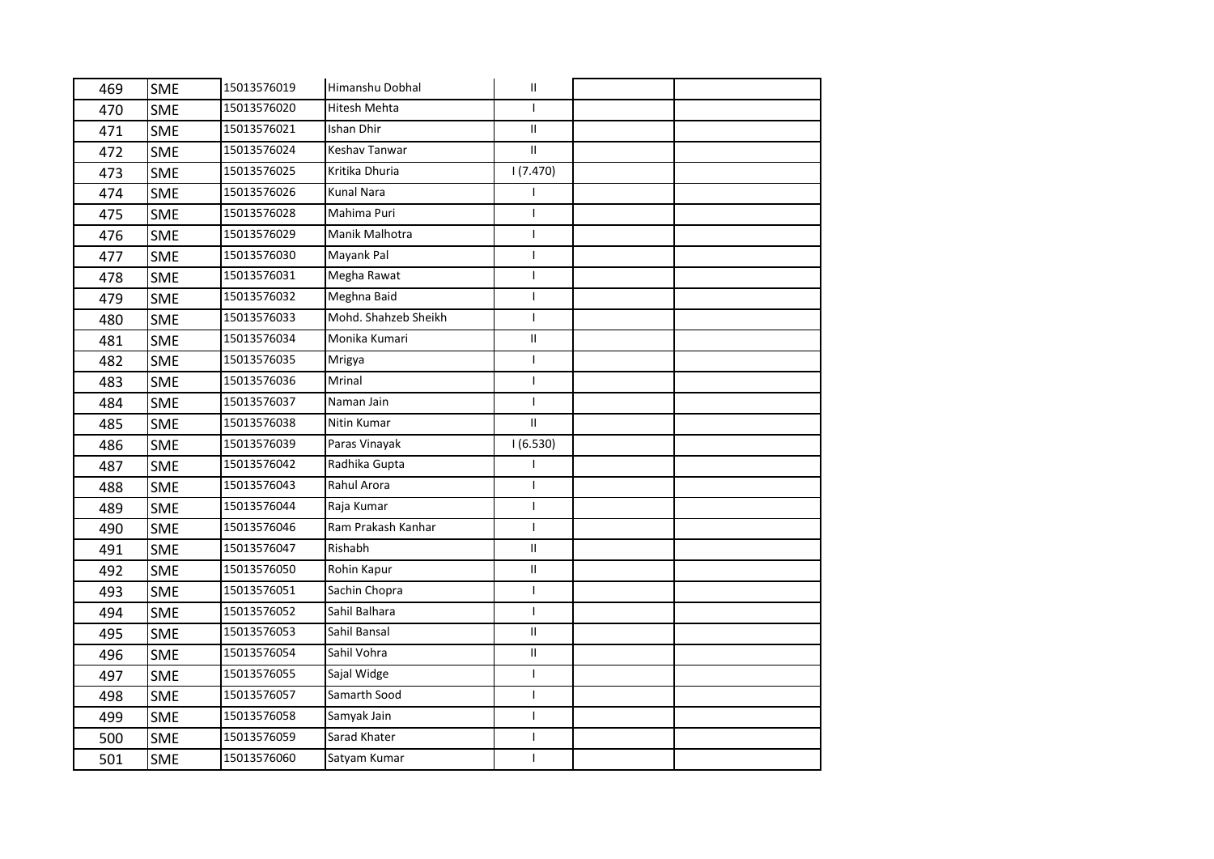| | | | | | | |
|---|---|---|---|---|---|---|
| 469 | SME | 15013576019 | Himanshu Dobhal | II | | |
| 470 | SME | 15013576020 | Hitesh Mehta | I | | |
| 471 | SME | 15013576021 | Ishan Dhir | II | | |
| 472 | SME | 15013576024 | Keshav Tanwar | II | | |
| 473 | SME | 15013576025 | Kritika Dhuria | I (7.470) | | |
| 474 | SME | 15013576026 | Kunal Nara | I | | |
| 475 | SME | 15013576028 | Mahima Puri | I | | |
| 476 | SME | 15013576029 | Manik Malhotra | I | | |
| 477 | SME | 15013576030 | Mayank Pal | I | | |
| 478 | SME | 15013576031 | Megha Rawat | I | | |
| 479 | SME | 15013576032 | Meghna Baid | I | | |
| 480 | SME | 15013576033 | Mohd. Shahzeb Sheikh | I | | |
| 481 | SME | 15013576034 | Monika Kumari | II | | |
| 482 | SME | 15013576035 | Mrigya | I | | |
| 483 | SME | 15013576036 | Mrinal | I | | |
| 484 | SME | 15013576037 | Naman Jain | I | | |
| 485 | SME | 15013576038 | Nitin Kumar | II | | |
| 486 | SME | 15013576039 | Paras Vinayak | I (6.530) | | |
| 487 | SME | 15013576042 | Radhika Gupta | I | | |
| 488 | SME | 15013576043 | Rahul Arora | I | | |
| 489 | SME | 15013576044 | Raja Kumar | I | | |
| 490 | SME | 15013576046 | Ram Prakash Kanhar | I | | |
| 491 | SME | 15013576047 | Rishabh | II | | |
| 492 | SME | 15013576050 | Rohin Kapur | II | | |
| 493 | SME | 15013576051 | Sachin Chopra | I | | |
| 494 | SME | 15013576052 | Sahil Balhara | I | | |
| 495 | SME | 15013576053 | Sahil Bansal | II | | |
| 496 | SME | 15013576054 | Sahil Vohra | II | | |
| 497 | SME | 15013576055 | Sajal Widge | I | | |
| 498 | SME | 15013576057 | Samarth Sood | I | | |
| 499 | SME | 15013576058 | Samyak Jain | I | | |
| 500 | SME | 15013576059 | Sarad Khater | I | | |
| 501 | SME | 15013576060 | Satyam Kumar | I | | |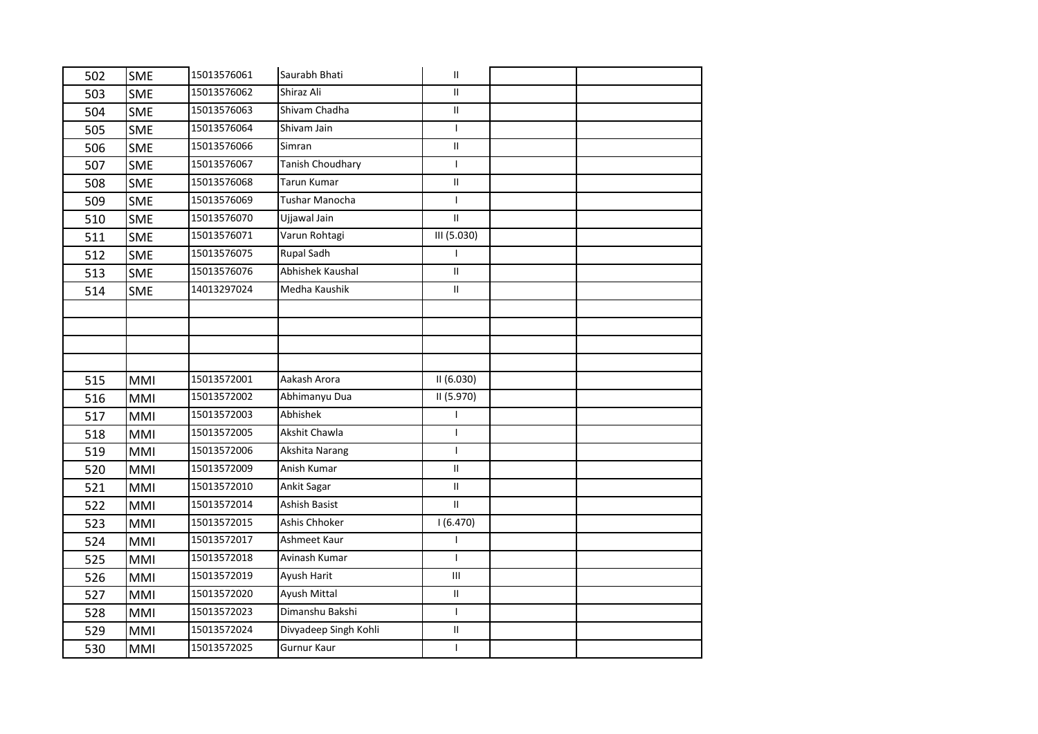| 502 | SME | 15013576061 | Saurabh Bhati | II | | |
|---|---|---|---|---|---|---|
| 503 | SME | 15013576062 | Shiraz Ali | II | | |
| 504 | SME | 15013576063 | Shivam Chadha | II | | |
| 505 | SME | 15013576064 | Shivam Jain | I | | |
| 506 | SME | 15013576066 | Simran | II | | |
| 507 | SME | 15013576067 | Tanish Choudhary | I | | |
| 508 | SME | 15013576068 | Tarun Kumar | II | | |
| 509 | SME | 15013576069 | Tushar Manocha | I | | |
| 510 | SME | 15013576070 | Ujjawal Jain | II | | |
| 511 | SME | 15013576071 | Varun Rohtagi | III (5.030) | | |
| 512 | SME | 15013576075 | Rupal Sadh | I | | |
| 513 | SME | 15013576076 | Abhishek Kaushal | II | | |
| 514 | SME | 14013297024 | Medha Kaushik | II | | |
| | | | | | | |
| | | | | | | |
| | | | | | | |
| | | | | | | |
| 515 | MMI | 15013572001 | Aakash Arora | II (6.030) | | |
| 516 | MMI | 15013572002 | Abhimanyu Dua | II (5.970) | | |
| 517 | MMI | 15013572003 | Abhishek | I | | |
| 518 | MMI | 15013572005 | Akshit Chawla | I | | |
| 519 | MMI | 15013572006 | Akshita Narang | I | | |
| 520 | MMI | 15013572009 | Anish Kumar | II | | |
| 521 | MMI | 15013572010 | Ankit Sagar | II | | |
| 522 | MMI | 15013572014 | Ashish Basist | II | | |
| 523 | MMI | 15013572015 | Ashis Chhoker | I (6.470) | | |
| 524 | MMI | 15013572017 | Ashmeet Kaur | I | | |
| 525 | MMI | 15013572018 | Avinash Kumar | I | | |
| 526 | MMI | 15013572019 | Ayush Harit | III | | |
| 527 | MMI | 15013572020 | Ayush Mittal | II | | |
| 528 | MMI | 15013572023 | Dimanshu Bakshi | I | | |
| 529 | MMI | 15013572024 | Divyadeep Singh Kohli | II | | |
| 530 | MMI | 15013572025 | Gurnur Kaur | I | | |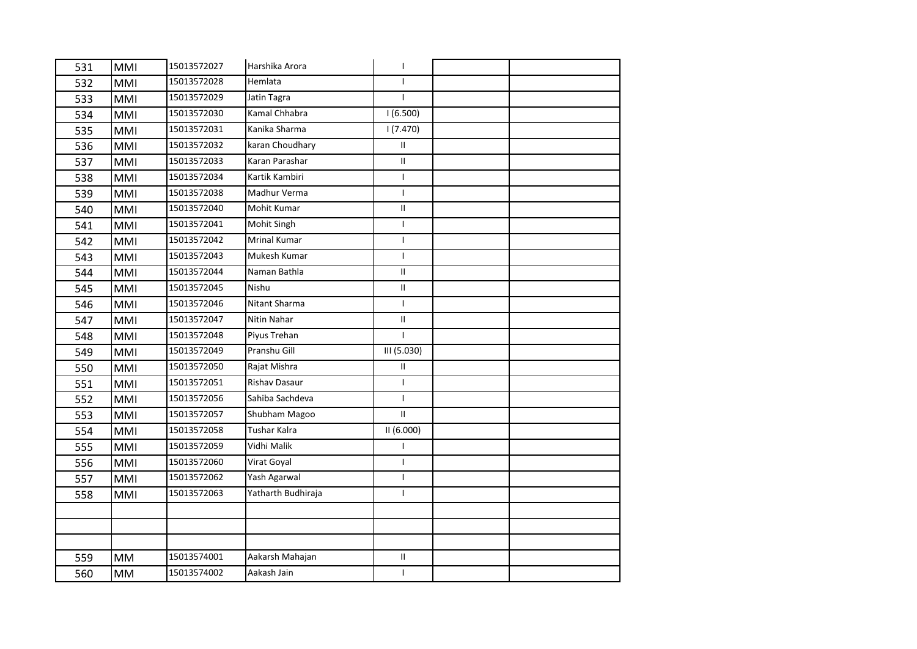|  |  |  |  |  |  |  |
|---|---|---|---|---|---|---|
| 531 | MMI | 15013572027 | Harshika Arora | I |  |  |
| 532 | MMI | 15013572028 | Hemlata | I |  |  |
| 533 | MMI | 15013572029 | Jatin Tagra | I |  |  |
| 534 | MMI | 15013572030 | Kamal Chhabra | I (6.500) |  |  |
| 535 | MMI | 15013572031 | Kanika Sharma | I (7.470) |  |  |
| 536 | MMI | 15013572032 | karan Choudhary | II |  |  |
| 537 | MMI | 15013572033 | Karan Parashar | II |  |  |
| 538 | MMI | 15013572034 | Kartik Kambiri | I |  |  |
| 539 | MMI | 15013572038 | Madhur Verma | I |  |  |
| 540 | MMI | 15013572040 | Mohit Kumar | II |  |  |
| 541 | MMI | 15013572041 | Mohit Singh | I |  |  |
| 542 | MMI | 15013572042 | Mrinal Kumar | I |  |  |
| 543 | MMI | 15013572043 | Mukesh Kumar | I |  |  |
| 544 | MMI | 15013572044 | Naman Bathla | II |  |  |
| 545 | MMI | 15013572045 | Nishu | II |  |  |
| 546 | MMI | 15013572046 | Nitant Sharma | I |  |  |
| 547 | MMI | 15013572047 | Nitin Nahar | II |  |  |
| 548 | MMI | 15013572048 | Piyus Trehan | I |  |  |
| 549 | MMI | 15013572049 | Pranshu Gill | III (5.030) |  |  |
| 550 | MMI | 15013572050 | Rajat Mishra | II |  |  |
| 551 | MMI | 15013572051 | Rishav Dasaur | I |  |  |
| 552 | MMI | 15013572056 | Sahiba Sachdeva | I |  |  |
| 553 | MMI | 15013572057 | Shubham Magoo | II |  |  |
| 554 | MMI | 15013572058 | Tushar Kalra | II (6.000) |  |  |
| 555 | MMI | 15013572059 | Vidhi Malik | I |  |  |
| 556 | MMI | 15013572060 | Virat Goyal | I |  |  |
| 557 | MMI | 15013572062 | Yash Agarwal | I |  |  |
| 558 | MMI | 15013572063 | Yatharth Budhiraja | I |  |  |
|  |  |  |  |  |  |  |
|  |  |  |  |  |  |  |
|  |  |  |  |  |  |  |
| 559 | MM | 15013574001 | Aakarsh Mahajan | II |  |  |
| 560 | MM | 15013574002 | Aakash Jain | I |  |  |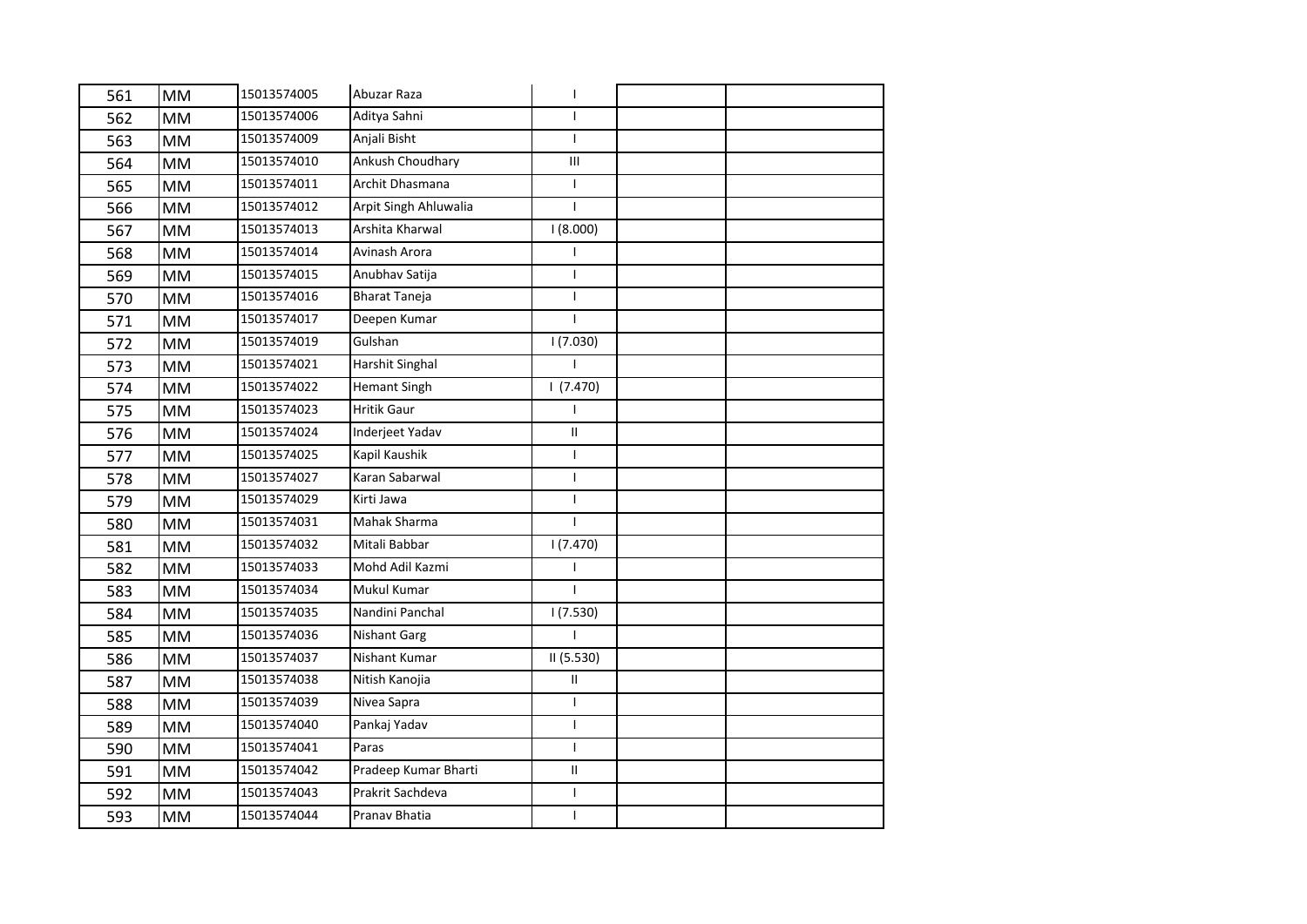|  |  |  |  |  |  |  |
|---|---|---|---|---|---|---|
| 561 | MM | 15013574005 | Abuzar Raza | I |  |  |
| 562 | MM | 15013574006 | Aditya Sahni | I |  |  |
| 563 | MM | 15013574009 | Anjali Bisht | I |  |  |
| 564 | MM | 15013574010 | Ankush Choudhary | III |  |  |
| 565 | MM | 15013574011 | Archit Dhasmana | I |  |  |
| 566 | MM | 15013574012 | Arpit Singh Ahluwalia | I |  |  |
| 567 | MM | 15013574013 | Arshita Kharwal | I (8.000) |  |  |
| 568 | MM | 15013574014 | Avinash Arora | I |  |  |
| 569 | MM | 15013574015 | Anubhav Satija | I |  |  |
| 570 | MM | 15013574016 | Bharat Taneja | I |  |  |
| 571 | MM | 15013574017 | Deepen Kumar | I |  |  |
| 572 | MM | 15013574019 | Gulshan | I (7.030) |  |  |
| 573 | MM | 15013574021 | Harshit Singhal | I |  |  |
| 574 | MM | 15013574022 | Hemant Singh | I (7.470) |  |  |
| 575 | MM | 15013574023 | Hritik Gaur | I |  |  |
| 576 | MM | 15013574024 | Inderjeet Yadav | II |  |  |
| 577 | MM | 15013574025 | Kapil Kaushik | I |  |  |
| 578 | MM | 15013574027 | Karan Sabarwal | I |  |  |
| 579 | MM | 15013574029 | Kirti Jawa | I |  |  |
| 580 | MM | 15013574031 | Mahak Sharma | I |  |  |
| 581 | MM | 15013574032 | Mitali Babbar | I (7.470) |  |  |
| 582 | MM | 15013574033 | Mohd Adil Kazmi | I |  |  |
| 583 | MM | 15013574034 | Mukul Kumar | I |  |  |
| 584 | MM | 15013574035 | Nandini Panchal | I (7.530) |  |  |
| 585 | MM | 15013574036 | Nishant Garg | I |  |  |
| 586 | MM | 15013574037 | Nishant Kumar | II (5.530) |  |  |
| 587 | MM | 15013574038 | Nitish Kanojia | II |  |  |
| 588 | MM | 15013574039 | Nivea Sapra | I |  |  |
| 589 | MM | 15013574040 | Pankaj Yadav | I |  |  |
| 590 | MM | 15013574041 | Paras | I |  |  |
| 591 | MM | 15013574042 | Pradeep Kumar Bharti | II |  |  |
| 592 | MM | 15013574043 | Prakrit Sachdeva | I |  |  |
| 593 | MM | 15013574044 | Pranav Bhatia | I |  |  |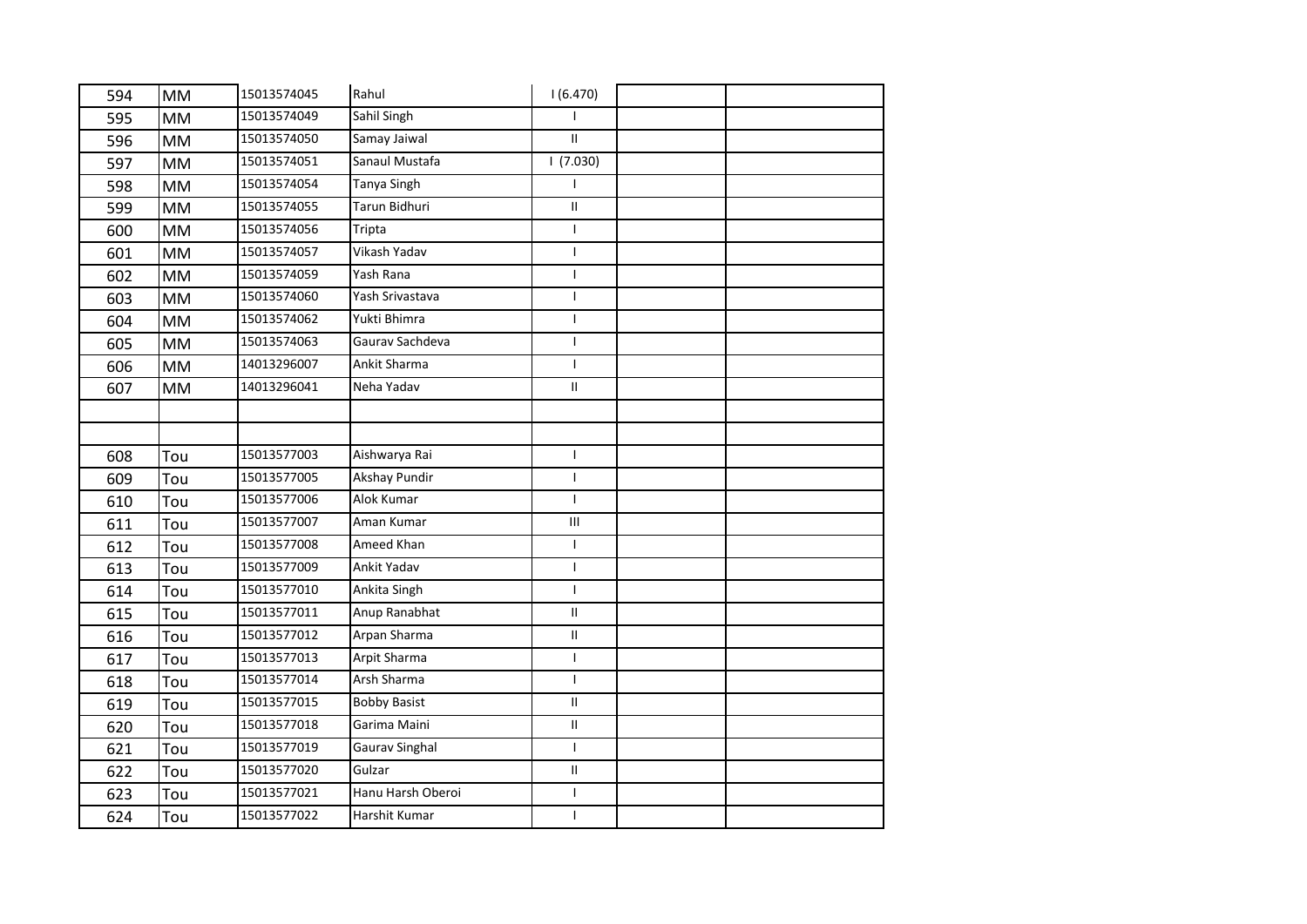| | | | | | | |
|---|---|---|---|---|---|---|
| 594 | MM | 15013574045 | Rahul | I (6.470) | | |
| 595 | MM | 15013574049 | Sahil Singh | I | | |
| 596 | MM | 15013574050 | Samay Jaiwal | II | | |
| 597 | MM | 15013574051 | Sanaul Mustafa | I (7.030) | | |
| 598 | MM | 15013574054 | Tanya Singh | I | | |
| 599 | MM | 15013574055 | Tarun Bidhuri | II | | |
| 600 | MM | 15013574056 | Tripta | I | | |
| 601 | MM | 15013574057 | Vikash Yadav | I | | |
| 602 | MM | 15013574059 | Yash Rana | I | | |
| 603 | MM | 15013574060 | Yash Srivastava | I | | |
| 604 | MM | 15013574062 | Yukti Bhimra | I | | |
| 605 | MM | 15013574063 | Gaurav Sachdeva | I | | |
| 606 | MM | 14013296007 | Ankit Sharma | I | | |
| 607 | MM | 14013296041 | Neha Yadav | II | | |
| | | | | | | |
| | | | | | | |
| 608 | Tou | 15013577003 | Aishwarya Rai | I | | |
| 609 | Tou | 15013577005 | Akshay Pundir | I | | |
| 610 | Tou | 15013577006 | Alok Kumar | I | | |
| 611 | Tou | 15013577007 | Aman Kumar | III | | |
| 612 | Tou | 15013577008 | Ameed Khan | I | | |
| 613 | Tou | 15013577009 | Ankit Yadav | I | | |
| 614 | Tou | 15013577010 | Ankita Singh | I | | |
| 615 | Tou | 15013577011 | Anup Ranabhat | II | | |
| 616 | Tou | 15013577012 | Arpan Sharma | II | | |
| 617 | Tou | 15013577013 | Arpit Sharma | I | | |
| 618 | Tou | 15013577014 | Arsh Sharma | I | | |
| 619 | Tou | 15013577015 | Bobby Basist | II | | |
| 620 | Tou | 15013577018 | Garima Maini | II | | |
| 621 | Tou | 15013577019 | Gaurav Singhal | I | | |
| 622 | Tou | 15013577020 | Gulzar | II | | |
| 623 | Tou | 15013577021 | Hanu Harsh Oberoi | I | | |
| 624 | Tou | 15013577022 | Harshit Kumar | I | | |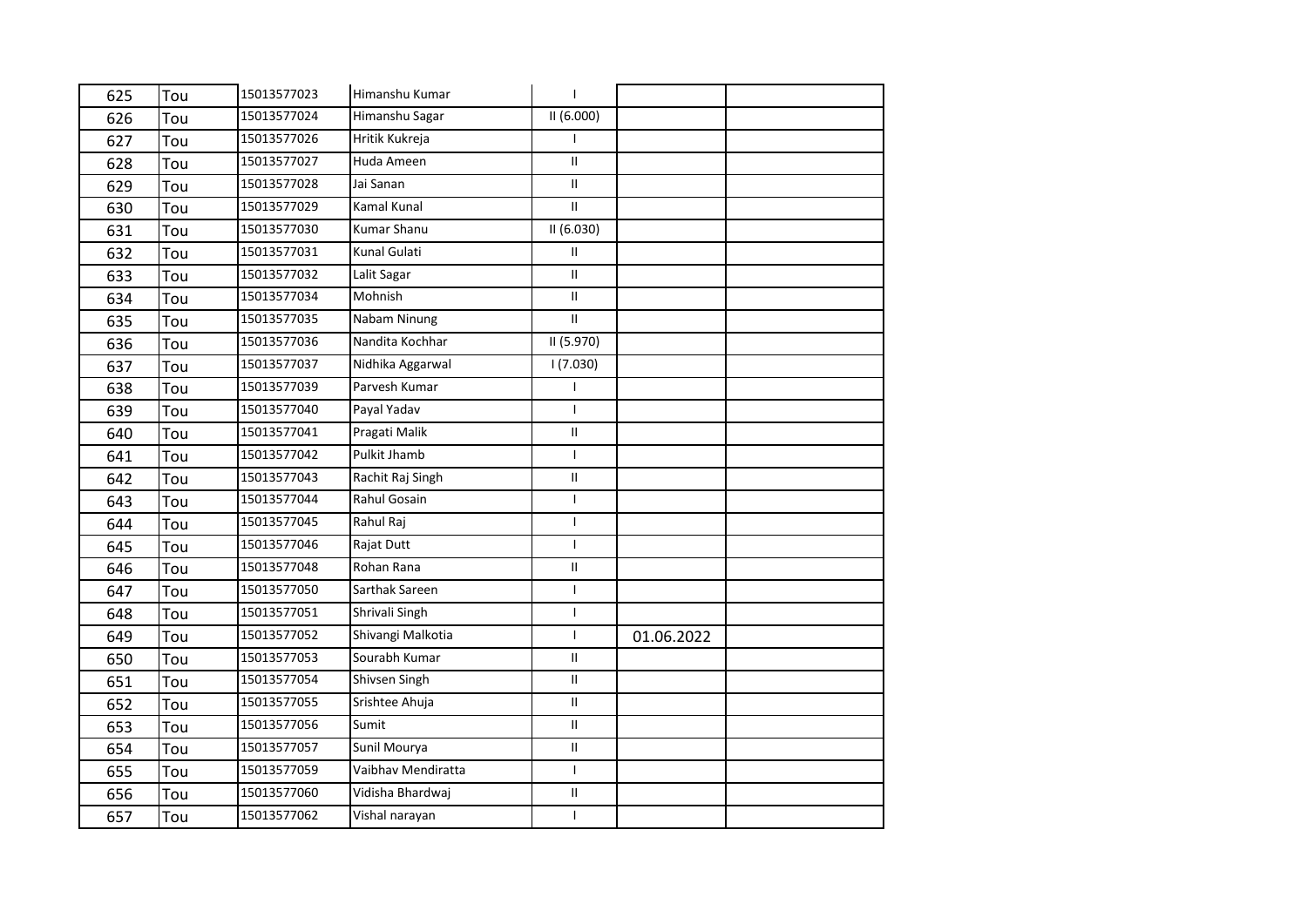| | | | | | | |
|---|---|---|---|---|---|---|
| 625 | Tou | 15013577023 | Himanshu Kumar | I | | |
| 626 | Tou | 15013577024 | Himanshu Sagar | II (6.000) | | |
| 627 | Tou | 15013577026 | Hritik Kukreja | I | | |
| 628 | Tou | 15013577027 | Huda Ameen | II | | |
| 629 | Tou | 15013577028 | Jai Sanan | II | | |
| 630 | Tou | 15013577029 | Kamal Kunal | II | | |
| 631 | Tou | 15013577030 | Kumar Shanu | II (6.030) | | |
| 632 | Tou | 15013577031 | Kunal Gulati | II | | |
| 633 | Tou | 15013577032 | Lalit Sagar | II | | |
| 634 | Tou | 15013577034 | Mohnish | II | | |
| 635 | Tou | 15013577035 | Nabam Ninung | II | | |
| 636 | Tou | 15013577036 | Nandita Kochhar | II (5.970) | | |
| 637 | Tou | 15013577037 | Nidhika Aggarwal | I (7.030) | | |
| 638 | Tou | 15013577039 | Parvesh Kumar | I | | |
| 639 | Tou | 15013577040 | Payal Yadav | I | | |
| 640 | Tou | 15013577041 | Pragati Malik | II | | |
| 641 | Tou | 15013577042 | Pulkit Jhamb | I | | |
| 642 | Tou | 15013577043 | Rachit Raj Singh | II | | |
| 643 | Tou | 15013577044 | Rahul Gosain | I | | |
| 644 | Tou | 15013577045 | Rahul Raj | I | | |
| 645 | Tou | 15013577046 | Rajat Dutt | I | | |
| 646 | Tou | 15013577048 | Rohan Rana | II | | |
| 647 | Tou | 15013577050 | Sarthak Sareen | I | | |
| 648 | Tou | 15013577051 | Shrivali Singh | I | | |
| 649 | Tou | 15013577052 | Shivangi Malkotia | I | 01.06.2022 | |
| 650 | Tou | 15013577053 | Sourabh Kumar | II | | |
| 651 | Tou | 15013577054 | Shivsen Singh | II | | |
| 652 | Tou | 15013577055 | Srishtee Ahuja | II | | |
| 653 | Tou | 15013577056 | Sumit | II | | |
| 654 | Tou | 15013577057 | Sunil Mourya | II | | |
| 655 | Tou | 15013577059 | Vaibhav Mendiratta | I | | |
| 656 | Tou | 15013577060 | Vidisha Bhardwaj | II | | |
| 657 | Tou | 15013577062 | Vishal narayan | I | | |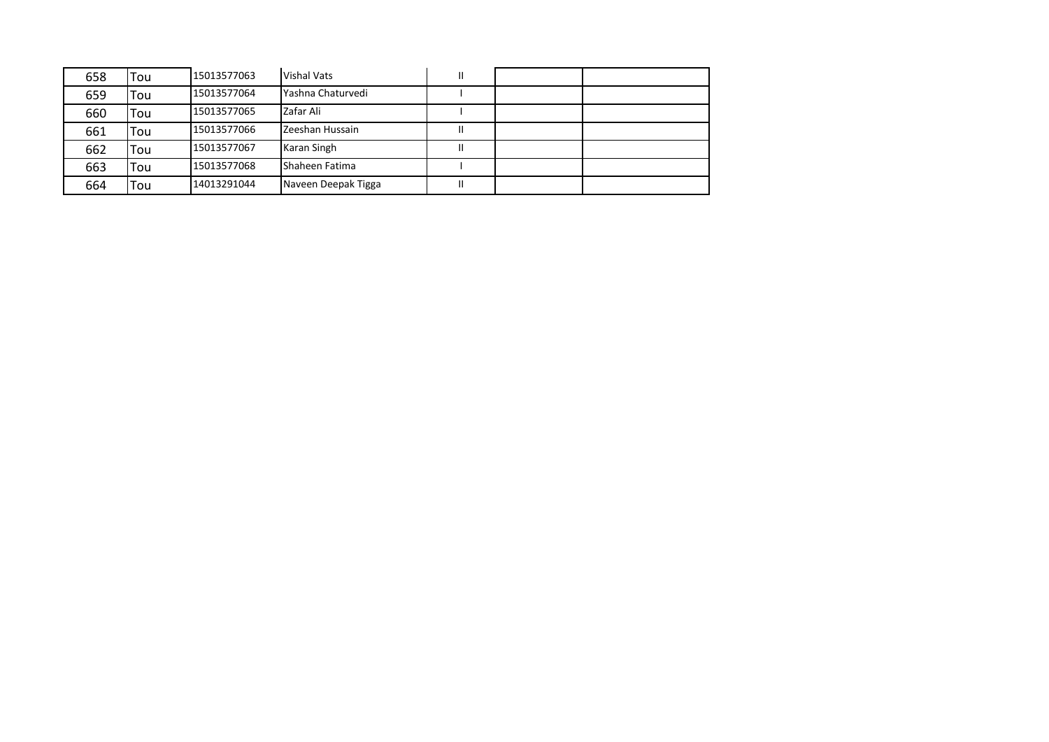| | | | | | | |
|---|---|---|---|---|---|---|
| 658 | Tou | 15013577063 | Vishal Vats | II | | |
| 659 | Tou | 15013577064 | Yashna Chaturvedi | I | | |
| 660 | Tou | 15013577065 | Zafar Ali | I | | |
| 661 | Tou | 15013577066 | Zeeshan Hussain | II | | |
| 662 | Tou | 15013577067 | Karan Singh | II | | |
| 663 | Tou | 15013577068 | Shaheen Fatima | I | | |
| 664 | Tou | 14013291044 | Naveen Deepak Tigga | II | | |